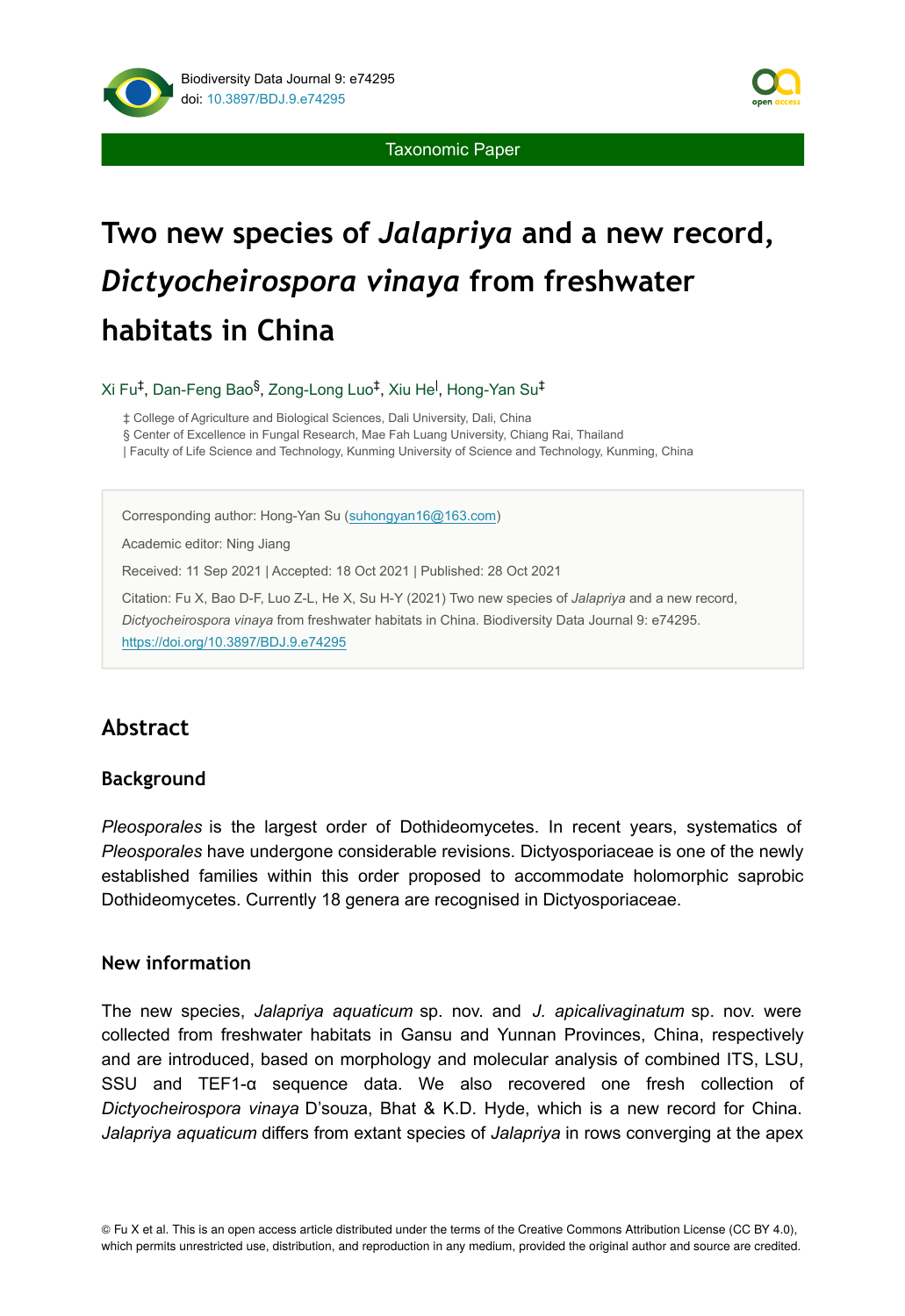Taxonomic Paper

# Two new species of *Jalapriya* and a new record, *Dictyocheirospora vinaya* from freshwater habitats in China

Xi Fu[‡], Dan-Feng Bao[§], Zong-Long Luo[‡], Xiu He[|], Hong-Yan Su[‡]

‡ College of Agriculture and Biological Sciences, Dali University, Dali, China
§ Center of Excellence in Fungal Research, Mae Fah Luang University, Chiang Rai, Thailand
| Faculty of Life Science and Technology, Kunming University of Science and Technology, Kunming, China

Corresponding author: Hong-Yan Su (suhongyan16@163.com)

Academic editor: Ning Jiang

Received: 11 Sep 2021 | Accepted: 18 Oct 2021 | Published: 28 Oct 2021

Citation: Fu X, Bao D-F, Luo Z-L, He X, Su H-Y (2021) Two new species of *Jalapriya* and a new record, *Dictyocheirospora vinaya* from freshwater habitats in China. Biodiversity Data Journal 9: e74295. https://doi.org/10.3897/BDJ.9.e74295

## Abstract

### Background

*Pleosporales* is the largest order of Dothideomycetes. In recent years, systematics of *Pleosporales* have undergone considerable revisions. Dictyosporiaceae is one of the newly established families within this order proposed to accommodate holomorphic saprobic Dothideomycetes. Currently 18 genera are recognised in Dictyosporiaceae.

### New information

The new species, *Jalapriya aquaticum* sp. nov. and *J. apicalivaginatum* sp. nov. were collected from freshwater habitats in Gansu and Yunnan Provinces, China, respectively and are introduced, based on morphology and molecular analysis of combined ITS, LSU, SSU and TEF1-α sequence data. We also recovered one fresh collection of *Dictyocheirospora vinaya* D'souza, Bhat & K.D. Hyde, which is a new record for China. *Jalapriya aquaticum* differs from extant species of *Jalapriya* in rows converging at the apex

© Fu X et al. This is an open access article distributed under the terms of the Creative Commons Attribution License (CC BY 4.0), which permits unrestricted use, distribution, and reproduction in any medium, provided the original author and source are credited.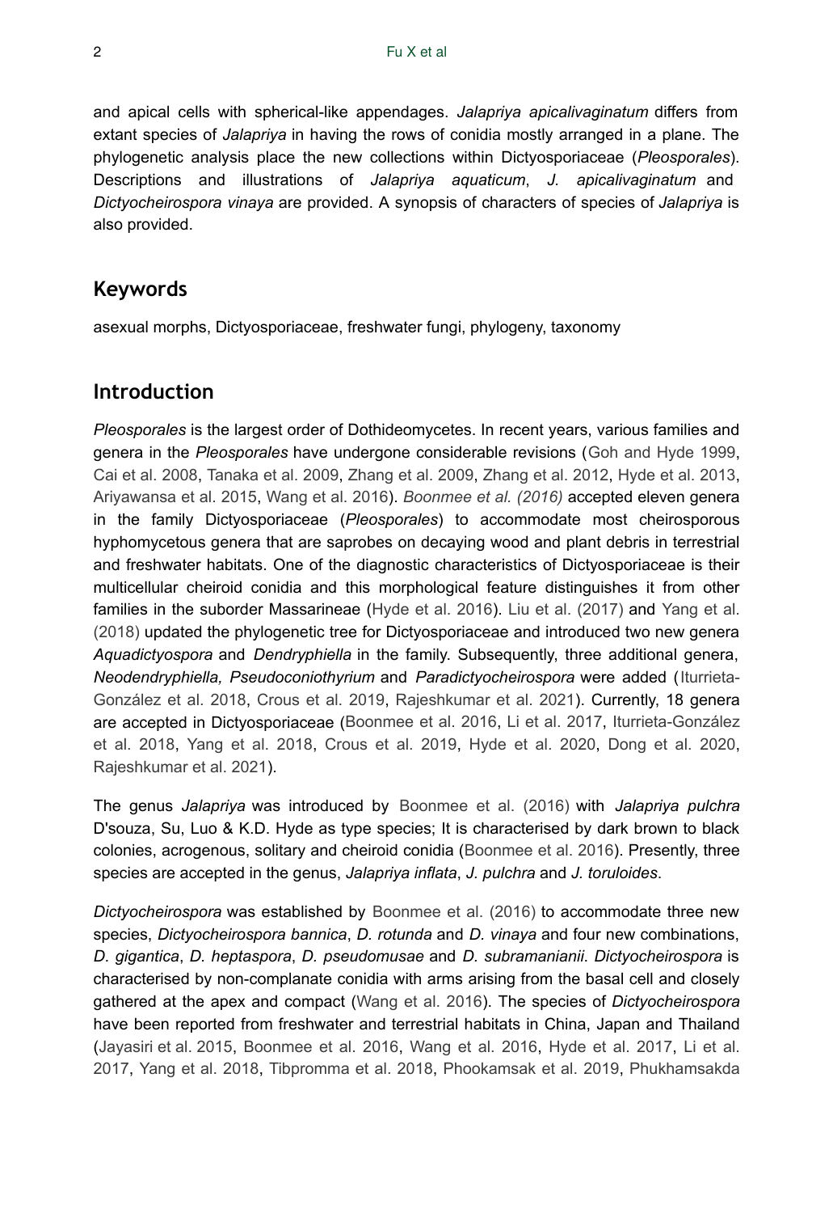and apical cells with spherical-like appendages. *Jalapriya apicalivaginatum* differs from extant species of *Jalapriya* in having the rows of conidia mostly arranged in a plane. The phylogenetic analysis place the new collections within Dictyosporiaceae (*Pleosporales*). Descriptions and illustrations of *Jalapriya aquaticum*, *J. apicalivaginatum* and *Dictyocheirospora vinaya* are provided. A synopsis of characters of species of *Jalapriya* is also provided.

## Keywords

asexual morphs, Dictyosporiaceae, freshwater fungi, phylogeny, taxonomy

## Introduction

*Pleosporales* is the largest order of Dothideomycetes. In recent years, various families and genera in the *Pleosporales* have undergone considerable revisions (Goh and Hyde 1999, Cai et al. 2008, Tanaka et al. 2009, Zhang et al. 2009, Zhang et al. 2012, Hyde et al. 2013, Ariyawansa et al. 2015, Wang et al. 2016). *Boonmee et al. (2016)* accepted eleven genera in the family Dictyosporiaceae (*Pleosporales*) to accommodate most cheirosporous hyphomycetous genera that are saprobes on decaying wood and plant debris in terrestrial and freshwater habitats. One of the diagnostic characteristics of Dictyosporiaceae is their multicellular cheiroid conidia and this morphological feature distinguishes it from other families in the suborder Massarineae (Hyde et al. 2016). Liu et al. (2017) and Yang et al. (2018) updated the phylogenetic tree for Dictyosporiaceae and introduced two new genera *Aquadictyospora* and *Dendryphiella* in the family. Subsequently, three additional genera, *Neodendryphiella, Pseudoconiothyrium* and *Paradictyocheirospora* were added (Iturrieta-González et al. 2018, Crous et al. 2019, Rajeshkumar et al. 2021). Currently, 18 genera are accepted in Dictyosporiaceae (Boonmee et al. 2016, Li et al. 2017, Iturrieta-González et al. 2018, Yang et al. 2018, Crous et al. 2019, Hyde et al. 2020, Dong et al. 2020, Rajeshkumar et al. 2021).

The genus *Jalapriya* was introduced by Boonmee et al. (2016) with *Jalapriya pulchra* D'souza, Su, Luo & K.D. Hyde as type species; It is characterised by dark brown to black colonies, acrogenous, solitary and cheiroid conidia (Boonmee et al. 2016). Presently, three species are accepted in the genus, *Jalapriya inflata*, *J. pulchra* and *J. toruloides*.

*Dictyocheirospora* was established by Boonmee et al. (2016) to accommodate three new species, *Dictyocheirospora bannica*, *D. rotunda* and *D. vinaya* and four new combinations, *D. gigantica*, *D. heptaspora*, *D. pseudomusae* and *D. subramanianii*. *Dictyocheirospora* is characterised by non-complanate conidia with arms arising from the basal cell and closely gathered at the apex and compact (Wang et al. 2016). The species of *Dictyocheirospora* have been reported from freshwater and terrestrial habitats in China, Japan and Thailand (Jayasiri et al. 2015, Boonmee et al. 2016, Wang et al. 2016, Hyde et al. 2017, Li et al. 2017, Yang et al. 2018, Tibpromma et al. 2018, Phookamsak et al. 2019, Phukhamsakda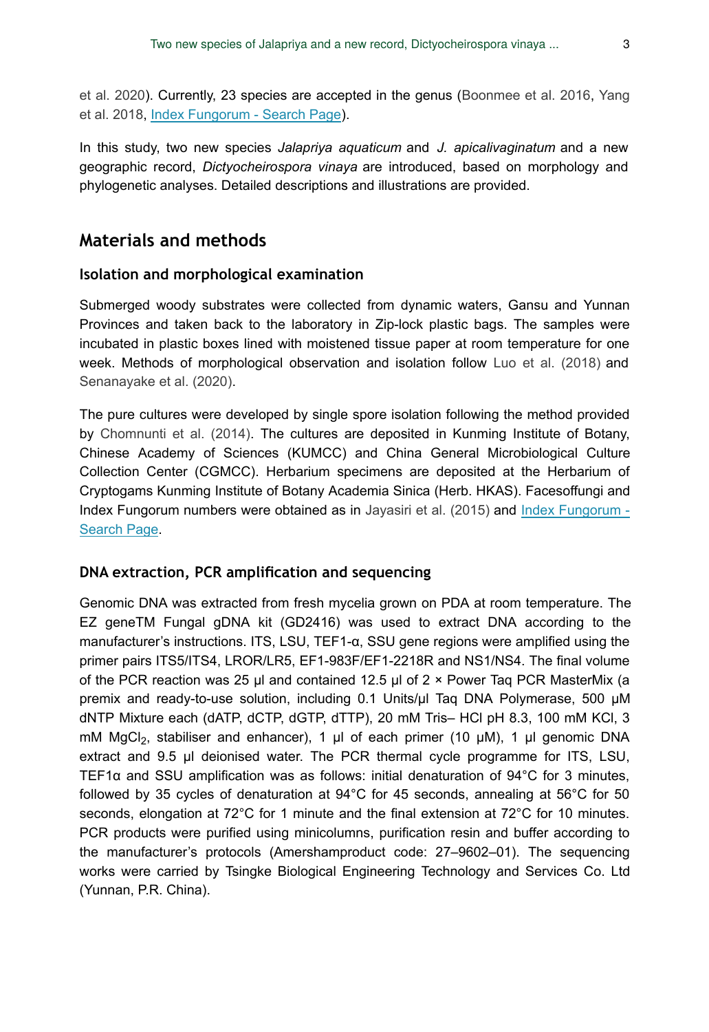et al. 2020). Currently, 23 species are accepted in the genus (Boonmee et al. 2016, Yang et al. 2018, Index Fungorum - Search Page).

In this study, two new species *Jalapriya aquaticum* and *J. apicalivaginatum* and a new geographic record, *Dictyocheirospora vinaya* are introduced, based on morphology and phylogenetic analyses. Detailed descriptions and illustrations are provided.

## Materials and methods

### Isolation and morphological examination

Submerged woody substrates were collected from dynamic waters, Gansu and Yunnan Provinces and taken back to the laboratory in Zip-lock plastic bags. The samples were incubated in plastic boxes lined with moistened tissue paper at room temperature for one week. Methods of morphological observation and isolation follow Luo et al. (2018) and Senanayake et al. (2020).

The pure cultures were developed by single spore isolation following the method provided by Chomnunti et al. (2014). The cultures are deposited in Kunming Institute of Botany, Chinese Academy of Sciences (KUMCC) and China General Microbiological Culture Collection Center (CGMCC). Herbarium specimens are deposited at the Herbarium of Cryptogams Kunming Institute of Botany Academia Sinica (Herb. HKAS). Facesoffungi and Index Fungorum numbers were obtained as in Jayasiri et al. (2015) and Index Fungorum - Search Page.

### DNA extraction, PCR amplification and sequencing

Genomic DNA was extracted from fresh mycelia grown on PDA at room temperature. The EZ geneTM Fungal gDNA kit (GD2416) was used to extract DNA according to the manufacturer's instructions. ITS, LSU, TEF1-α, SSU gene regions were amplified using the primer pairs ITS5/ITS4, LROR/LR5, EF1-983F/EF1-2218R and NS1/NS4. The final volume of the PCR reaction was 25 µl and contained 12.5 µl of 2 × Power Taq PCR MasterMix (a premix and ready-to-use solution, including 0.1 Units/µl Taq DNA Polymerase, 500 µM dNTP Mixture each (dATP, dCTP, dGTP, dTTP), 20 mM Tris– HCl pH 8.3, 100 mM KCl, 3 mM $MgCl_2$, stabiliser and enhancer), 1 µl of each primer (10 µM), 1 µl genomic DNA extract and 9.5 µl deionised water. The PCR thermal cycle programme for ITS, LSU, TEF1α and SSU amplification was as follows: initial denaturation of 94°C for 3 minutes, followed by 35 cycles of denaturation at 94°C for 45 seconds, annealing at 56°C for 50 seconds, elongation at 72°C for 1 minute and the final extension at 72°C for 10 minutes. PCR products were purified using minicolumns, purification resin and buffer according to the manufacturer's protocols (Amershamproduct code: 27–9602–01). The sequencing works were carried by Tsingke Biological Engineering Technology and Services Co. Ltd (Yunnan, P.R. China).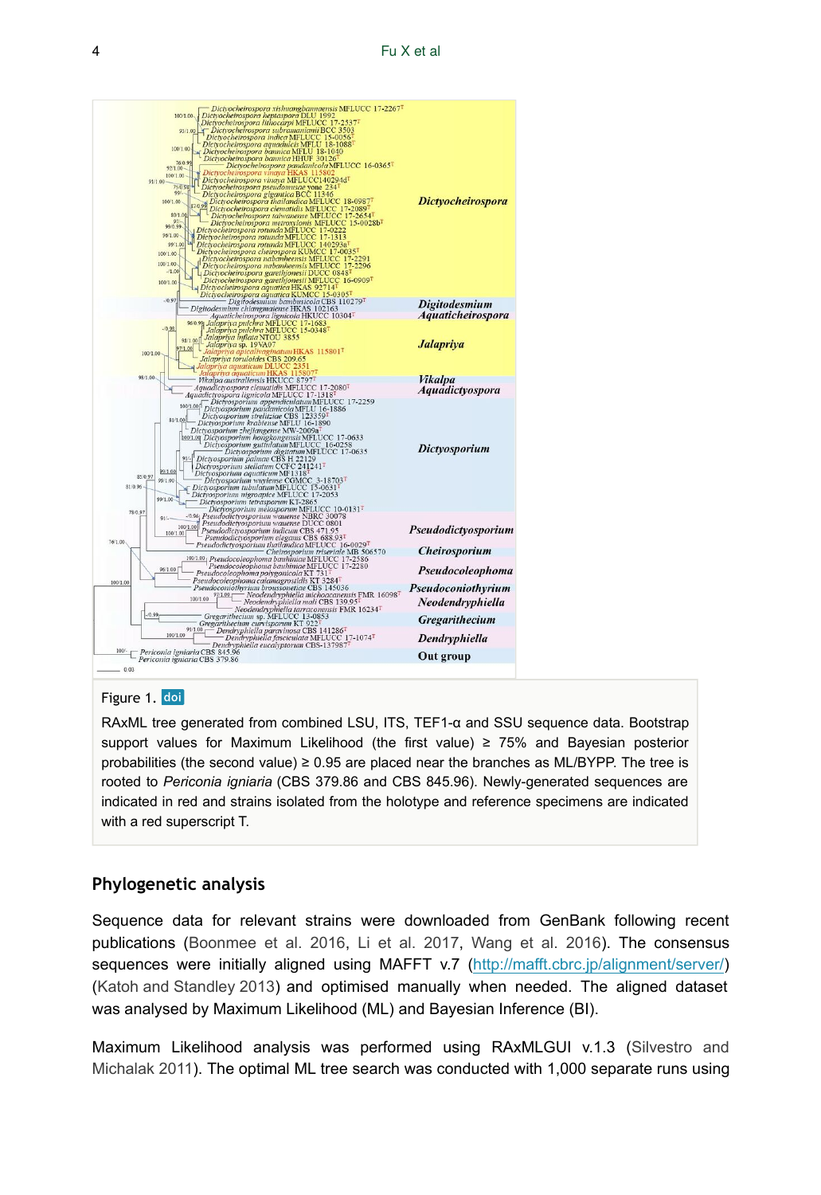Figure 1. doi

RAxML tree generated from combined LSU, ITS, TEF1-α and SSU sequence data. Bootstrap support values for Maximum Likelihood (the first value) ≥ 75% and Bayesian posterior probabilities (the second value) ≥ 0.95 are placed near the branches as ML/BYPP. The tree is rooted to *Periconia igniaria* (CBS 379.86 and CBS 845.96). Newly-generated sequences are indicated in red and strains isolated from the holotype and reference specimens are indicated with a red superscript T.

## Phylogenetic analysis

Sequence data for relevant strains were downloaded from GenBank following recent publications (Boonmee et al. 2016, Li et al. 2017, Wang et al. 2016). The consensus sequences were initially aligned using MAFFT v.7 (http://mafft.cbrc.jp/alignment/server/) (Katoh and Standley 2013) and optimised manually when needed. The aligned dataset was analysed by Maximum Likelihood (ML) and Bayesian Inference (BI).

Maximum Likelihood analysis was performed using RAxMLGUI v.1.3 (Silvestro and Michalak 2011). The optimal ML tree search was conducted with 1,000 separate runs using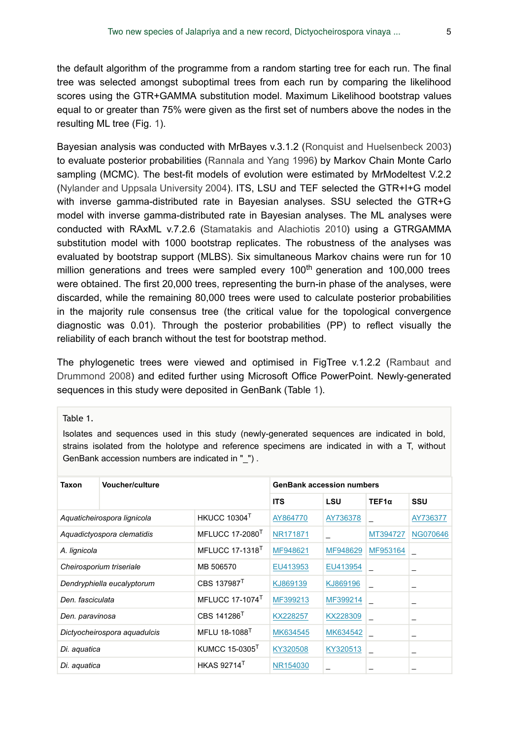the default algorithm of the programme from a random starting tree for each run. The final tree was selected amongst suboptimal trees from each run by comparing the likelihood scores using the GTR+GAMMA substitution model. Maximum Likelihood bootstrap values equal to or greater than 75% were given as the first set of numbers above the nodes in the resulting ML tree (Fig. 1).

Bayesian analysis was conducted with MrBayes v.3.1.2 (Ronquist and Huelsenbeck 2003) to evaluate posterior probabilities (Rannala and Yang 1996) by Markov Chain Monte Carlo sampling (MCMC). The best-fit models of evolution were estimated by MrModeltest V.2.2 (Nylander and Uppsala University 2004). ITS, LSU and TEF selected the GTR+I+G model with inverse gamma-distributed rate in Bayesian analyses. SSU selected the GTR+G model with inverse gamma-distributed rate in Bayesian analyses. The ML analyses were conducted with RAxML v.7.2.6 (Stamatakis and Alachiotis 2010) using a GTRGAMMA substitution model with 1000 bootstrap replicates. The robustness of the analyses was evaluated by bootstrap support (MLBS). Six simultaneous Markov chains were run for 10 million generations and trees were sampled every 100th generation and 100,000 trees were obtained. The first 20,000 trees, representing the burn-in phase of the analyses, were discarded, while the remaining 80,000 trees were used to calculate posterior probabilities in the majority rule consensus tree (the critical value for the topological convergence diagnostic was 0.01). Through the posterior probabilities (PP) to reflect visually the reliability of each branch without the test for bootstrap method.

The phylogenetic trees were viewed and optimised in FigTree v.1.2.2 (Rambaut and Drummond 2008) and edited further using Microsoft Office PowerPoint. Newly-generated sequences in this study were deposited in GenBank (Table 1).

Table 1.

Isolates and sequences used in this study (newly-generated sequences are indicated in bold, strains isolated from the holotype and reference specimens are indicated in with a T, without GenBank accession numbers are indicated in "_") .

| Taxon | Voucher/culture | GenBank accession numbers | | | |
|---|---|---|---|---|---|
| | | ITS | LSU | TEF1α | SSU |
| *Aquaticheirospora lignicola* | HKUCC 10304$^T$ | AY864770 | AY736378 | _ | AY736377 |
| *Aquadictyospora clematidis* | MFLUCC 17-2080$^T$ | NR171871 | _ | MT394727 | NG070646 |
| *A. lignicola* | MFLUCC 17-1318$^T$ | MF948621 | MF948629 | MF953164 | _ |
| *Cheirosporium triseriale* | MB 506570 | EU413953 | EU413954 | _ | _ |
| *Dendryphiella eucalyptorum* | CBS 137987$^T$ | KJ869139 | KJ869196 | _ | _ |
| *Den. fasciculata* | MFLUCC 17-1074$^T$ | MF399213 | MF399214 | _ | _ |
| *Den. paravinosa* | CBS 141286$^T$ | KX228257 | KX228309 | _ | _ |
| *Dictyocheirospora aquadulcis* | MFLU 18-1088$^T$ | MK634545 | MK634542 | _ | _ |
| *Di. aquatica* | KUMCC 15-0305$^T$ | KY320508 | KY320513 | _ | _ |
| *Di. aquatica* | HKAS 92714$^T$ | NR154030 | _ | _ | _ |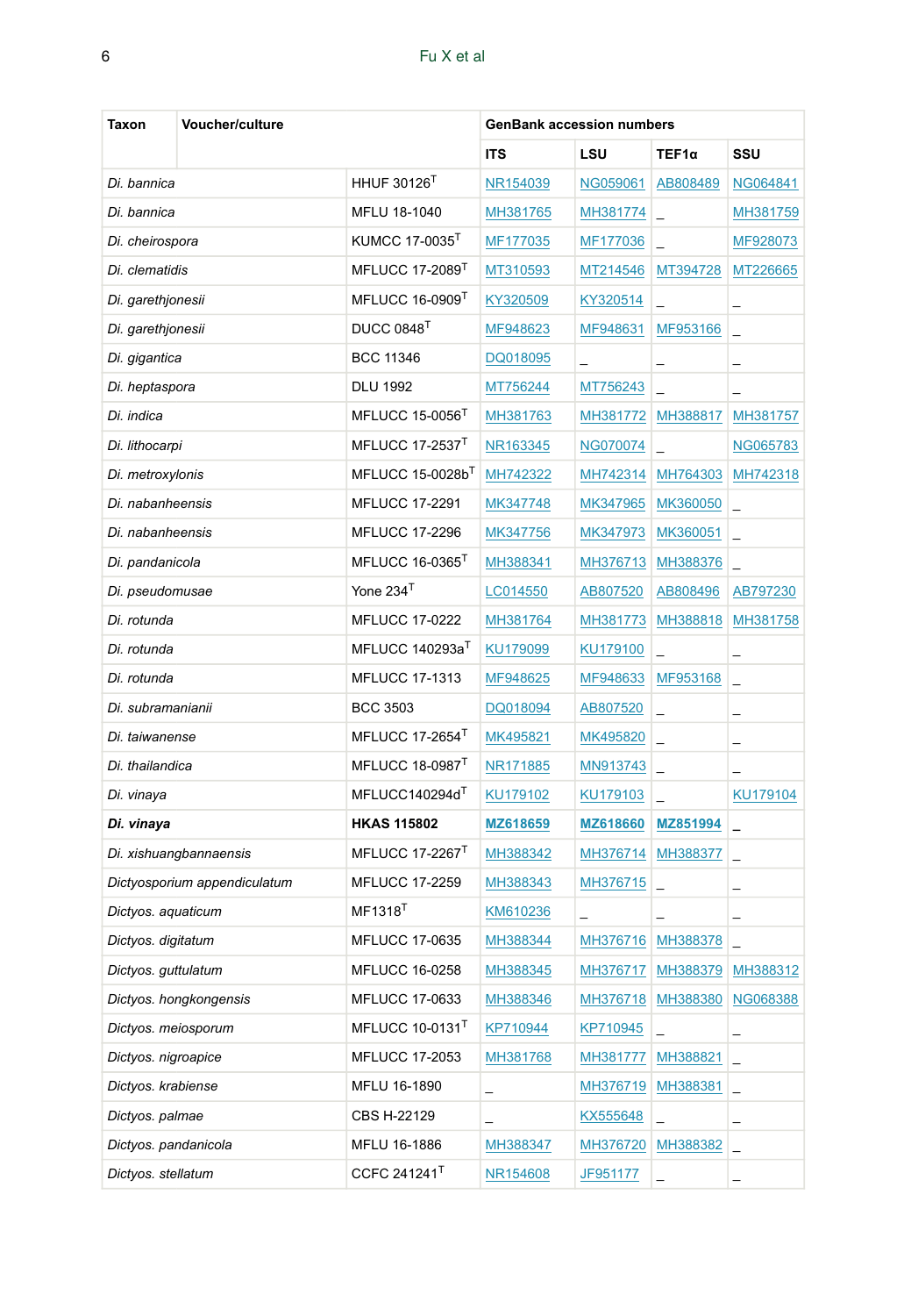| Taxon | Voucher/culture | GenBank accession numbers | | | |
|---|---|---|---|---|---|
| | | ITS | LSU | TEF1α | SSU |
| *Di. bannica* | HHUF 30126[T] | NR154039 | NG059061 | AB808489 | NG064841 |
| *Di. bannica* | MFLU 18-1040 | MH381765 | MH381774 | _ | MH381759 |
| *Di. cheirospora* | KUMCC 17-0035[T] | MF177035 | MF177036 | _ | MF928073 |
| *Di. clematidis* | MFLUCC 17-2089[T] | MT310593 | MT214546 | MT394728 | MT226665 |
| *Di. garethjonesii* | MFLUCC 16-0909[T] | KY320509 | KY320514 | _ | _ |
| *Di. garethjonesii* | DUCC 0848[T] | MF948623 | MF948631 | MF953166 | _ |
| *Di. gigantica* | BCC 11346 | DQ018095 | _ | _ | _ |
| *Di. heptaspora* | DLU 1992 | MT756244 | MT756243 | _ | _ |
| *Di. indica* | MFLUCC 15-0056[T] | MH381763 | MH381772 | MH388817 | MH381757 |
| *Di. lithocarpi* | MFLUCC 17-2537[T] | NR163345 | NG070074 | _ | NG065783 |
| *Di. metroxylonis* | MFLUCC 15-0028b[T] | MH742322 | MH742314 | MH764303 | MH742318 |
| *Di. nabanheensis* | MFLUCC 17-2291 | MK347748 | MK347965 | MK360050 | _ |
| *Di. nabanheensis* | MFLUCC 17-2296 | MK347756 | MK347973 | MK360051 | _ |
| *Di. pandanicola* | MFLUCC 16-0365[T] | MH388341 | MH376713 | MH388376 | _ |
| *Di. pseudomusae* | Yone 234[T] | LC014550 | AB807520 | AB808496 | AB797230 |
| *Di. rotunda* | MFLUCC 17-0222 | MH381764 | MH381773 | MH388818 | MH381758 |
| *Di. rotunda* | MFLUCC 140293a[T] | KU179099 | KU179100 | _ | _ |
| *Di. rotunda* | MFLUCC 17-1313 | MF948625 | MF948633 | MF953168 | _ |
| *Di. subramanianii* | BCC 3503 | DQ018094 | AB807520 | _ | _ |
| *Di. taiwanense* | MFLUCC 17-2654[T] | MK495821 | MK495820 | _ | _ |
| *Di. thailandica* | MFLUCC 18-0987[T] | NR171885 | MN913743 | _ | _ |
| *Di. vinaya* | MFLUCC140294d[T] | KU179102 | KU179103 | _ | KU179104 |
| ***Di. vinaya*** | **HKAS 115802** | **MZ618659** | **MZ618660** | **MZ851994** | _ |
| *Di. xishuangbannaensis* | MFLUCC 17-2267[T] | MH388342 | MH376714 | MH388377 | _ |
| *Dictyosporium appendiculatum* | MFLUCC 17-2259 | MH388343 | MH376715 | _ | _ |
| *Dictyos. aquaticum* | MF1318[T] | KM610236 | _ | _ | _ |
| *Dictyos. digitatum* | MFLUCC 17-0635 | MH388344 | MH376716 | MH388378 | _ |
| *Dictyos. guttulatum* | MFLUCC 16-0258 | MH388345 | MH376717 | MH388379 | MH388312 |
| *Dictyos. hongkongensis* | MFLUCC 17-0633 | MH388346 | MH376718 | MH388380 | NG068388 |
| *Dictyos. meiosporum* | MFLUCC 10-0131[T] | KP710944 | KP710945 | _ | _ |
| *Dictyos. nigroapice* | MFLUCC 17-2053 | MH381768 | MH381777 | MH388821 | _ |
| *Dictyos. krabiense* | MFLU 16-1890 | _ | MH376719 | MH388381 | _ |
| *Dictyos. palmae* | CBS H-22129 | _ | KX555648 | _ | _ |
| *Dictyos. pandanicola* | MFLU 16-1886 | MH388347 | MH376720 | MH388382 | _ |
| *Dictyos. stellatum* | CCFC 241241[T] | NR154608 | JF951177 | _ | _ |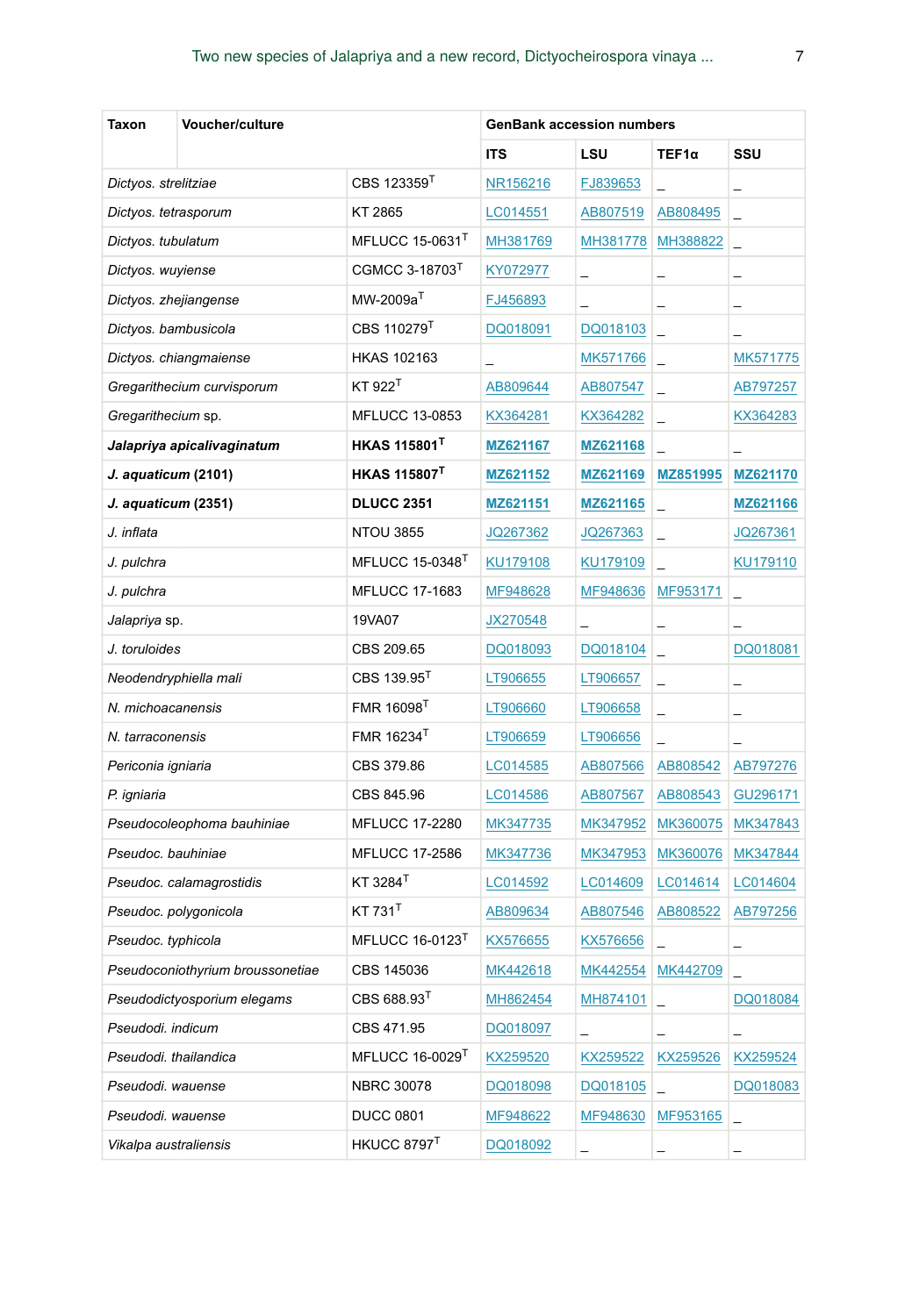| Taxon | Voucher/culture | GenBank accession numbers | | | |
|---|---|---|---|---|---|
| | | ITS | LSU | TEF1α | SSU |
| *Dictyos. strelitziae* | CBS 123359$^{T}$ | NR156216 | FJ839653 | _ | _ |
| *Dictyos. tetrasporum* | KT 2865 | LC014551 | AB807519 | AB808495 | _ |
| *Dictyos. tubulatum* | MFLUCC 15-0631$^{T}$ | MH381769 | MH381778 | MH388822 | _ |
| *Dictyos. wuyiense* | CGMCC 3-18703$^{T}$ | KY072977 | _ | _ | _ |
| *Dictyos. zhejiangense* | MW-2009a$^{T}$ | FJ456893 | _ | _ | _ |
| *Dictyos. bambusicola* | CBS 110279$^{T}$ | DQ018091 | DQ018103 | _ | _ |
| *Dictyos. chiangmaiense* | HKAS 102163 | _ | MK571766 | _ | MK571775 |
| *Gregarithecium curvisporum* | KT 922$^{T}$ | AB809644 | AB807547 | _ | AB797257 |
| *Gregarithecium* sp. | MFLUCC 13-0853 | KX364281 | KX364282 | _ | KX364283 |
| ***Jalapriya apicalivaginatum*** | **HKAS 115801$^{T}$** | **MZ621167** | **MZ621168** | _ | _ |
| ***J. aquaticum* (2101)** | **HKAS 115807$^{T}$** | **MZ621152** | **MZ621169** | **MZ851995** | **MZ621170** |
| ***J. aquaticum* (2351)** | **DLUCC 2351** | **MZ621151** | **MZ621165** | _ | **MZ621166** |
| *J. inflata* | NTOU 3855 | JQ267362 | JQ267363 | _ | JQ267361 |
| *J. pulchra* | MFLUCC 15-0348$^{T}$ | KU179108 | KU179109 | _ | KU179110 |
| *J. pulchra* | MFLUCC 17-1683 | MF948628 | MF948636 | MF953171 | _ |
| *Jalapriya* sp. | 19VA07 | JX270548 | _ | _ | _ |
| *J. toruloides* | CBS 209.65 | DQ018093 | DQ018104 | _ | DQ018081 |
| *Neodendryphiella mali* | CBS 139.95$^{T}$ | LT906655 | LT906657 | _ | _ |
| *N. michoacanensis* | FMR 16098$^{T}$ | LT906660 | LT906658 | _ | _ |
| *N. tarraconensis* | FMR 16234$^{T}$ | LT906659 | LT906656 | _ | _ |
| *Periconia igniaria* | CBS 379.86 | LC014585 | AB807566 | AB808542 | AB797276 |
| *P. igniaria* | CBS 845.96 | LC014586 | AB807567 | AB808543 | GU296171 |
| *Pseudocoleophoma bauhiniae* | MFLUCC 17-2280 | MK347735 | MK347952 | MK360075 | MK347843 |
| *Pseudoc. bauhiniae* | MFLUCC 17-2586 | MK347736 | MK347953 | MK360076 | MK347844 |
| *Pseudoc. calamagrostidis* | KT 3284$^{T}$ | LC014592 | LC014609 | LC014614 | LC014604 |
| *Pseudoc. polygonicola* | KT 731$^{T}$ | AB809634 | AB807546 | AB808522 | AB797256 |
| *Pseudoc. typhicola* | MFLUCC 16-0123$^{T}$ | KX576655 | KX576656 | _ | _ |
| *Pseudoconiothyrium broussonetiae* | CBS 145036 | MK442618 | MK442554 | MK442709 | _ |
| *Pseudodictyosporium elegams* | CBS 688.93$^{T}$ | MH862454 | MH874101 | _ | DQ018084 |
| *Pseudodi. indicum* | CBS 471.95 | DQ018097 | _ | _ | _ |
| *Pseudodi. thailandica* | MFLUCC 16-0029$^{T}$ | KX259520 | KX259522 | KX259526 | KX259524 |
| *Pseudodi. wauense* | NBRC 30078 | DQ018098 | DQ018105 | _ | DQ018083 |
| *Pseudodi. wauense* | DUCC 0801 | MF948622 | MF948630 | MF953165 | _ |
| *Vikalpa australiensis* | HKUCC 8797$^{T}$ | DQ018092 | _ | _ | _ |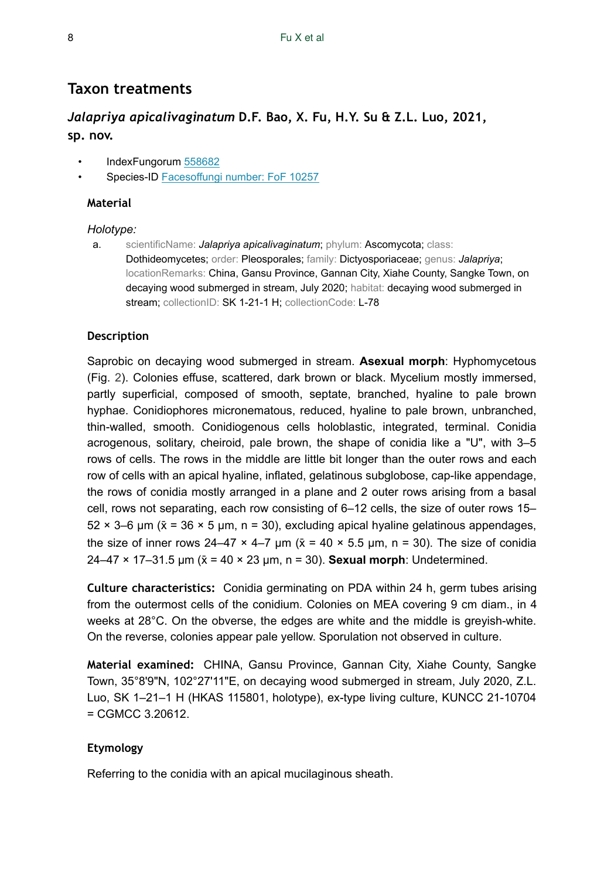## Taxon treatments

### *Jalapriya apicalivaginatum* D.F. Bao, X. Fu, H.Y. Su & Z.L. Luo, 2021, sp. nov.

- IndexFungorum 558682
- Species-ID Facesoffungi number: FoF 10257

#### Material

*Holotype:*

a. scientificName: *Jalapriya apicalivaginatum*; phylum: Ascomycota; class: Dothideomycetes; order: Pleosporales; family: Dictyosporiaceae; genus: *Jalapriya*; locationRemarks: China, Gansu Province, Gannan City, Xiahe County, Sangke Town, on decaying wood submerged in stream, July 2020; habitat: decaying wood submerged in stream; collectionID: SK 1-21-1 H; collectionCode: L-78

#### Description

Saprobic on decaying wood submerged in stream. **Asexual morph**: Hyphomycetous (Fig. 2). Colonies effuse, scattered, dark brown or black. Mycelium mostly immersed, partly superficial, composed of smooth, septate, branched, hyaline to pale brown hyphae. Conidiophores micronematous, reduced, hyaline to pale brown, unbranched, thin-walled, smooth. Conidiogenous cells holoblastic, integrated, terminal. Conidia acrogenous, solitary, cheiroid, pale brown, the shape of conidia like a "U", with 3–5 rows of cells. The rows in the middle are little bit longer than the outer rows and each row of cells with an apical hyaline, inflated, gelatinous subglobose, cap-like appendage, the rows of conidia mostly arranged in a plane and 2 outer rows arising from a basal cell, rows not separating, each row consisting of 6–12 cells, the size of outer rows 15–52 × 3–6 µm ($\bar{x}$ = 36 × 5 µm, n = 30), excluding apical hyaline gelatinous appendages, the size of inner rows 24–47 × 4–7 µm ($\bar{x}$ = 40 × 5.5 µm, n = 30). The size of conidia 24–47 × 17–31.5 µm ($\bar{x}$ = 40 × 23 µm, n = 30). **Sexual morph**: Undetermined.

**Culture characteristics:** Conidia germinating on PDA within 24 h, germ tubes arising from the outermost cells of the conidium. Colonies on MEA covering 9 cm diam., in 4 weeks at 28°C. On the obverse, the edges are white and the middle is greyish-white. On the reverse, colonies appear pale yellow. Sporulation not observed in culture.

**Material examined:** CHINA, Gansu Province, Gannan City, Xiahe County, Sangke Town, 35°8'9"N, 102°27'11"E, on decaying wood submerged in stream, July 2020, Z.L. Luo, SK 1–21–1 H (HKAS 115801, holotype), ex-type living culture, KUNCC 21-10704 = CGMCC 3.20612.

#### Etymology

Referring to the conidia with an apical mucilaginous sheath.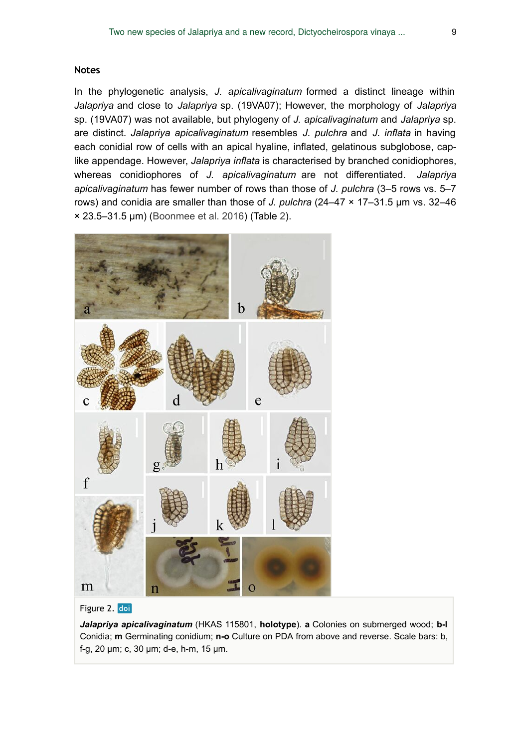### Notes

In the phylogenetic analysis, *J. apicalivaginatum* formed a distinct lineage within *Jalapriya* and close to *Jalapriya* sp. (19VA07); However, the morphology of *Jalapriya* sp. (19VA07) was not available, but phylogeny of *J. apicalivaginatum* and *Jalapriya* sp. are distinct. *Jalapriya apicalivaginatum* resembles *J. pulchra* and *J. inflata* in having each conidial row of cells with an apical hyaline, inflated, gelatinous subglobose, cap-like appendage. However, *Jalapriya inflata* is characterised by branched conidiophores, whereas conidiophores of *J. apicalivaginatum* are not differentiated. *Jalapriya apicalivaginatum* has fewer number of rows than those of *J. pulchra* (3–5 rows vs. 5–7 rows) and conidia are smaller than those of *J. pulchra* (24–47 × 17–31.5 μm vs. 32–46 × 23.5–31.5 μm) (Boonmee et al. 2016) (Table 2).

Figure 2. doi

***Jalapriya apicalivaginatum*** (HKAS 115801, **holotype**). **a** Colonies on submerged wood; **b-l** Conidia; **m** Germinating conidium; **n-o** Culture on PDA from above and reverse. Scale bars: b, f-g, 20 μm; c, 30 μm; d-e, h-m, 15 μm.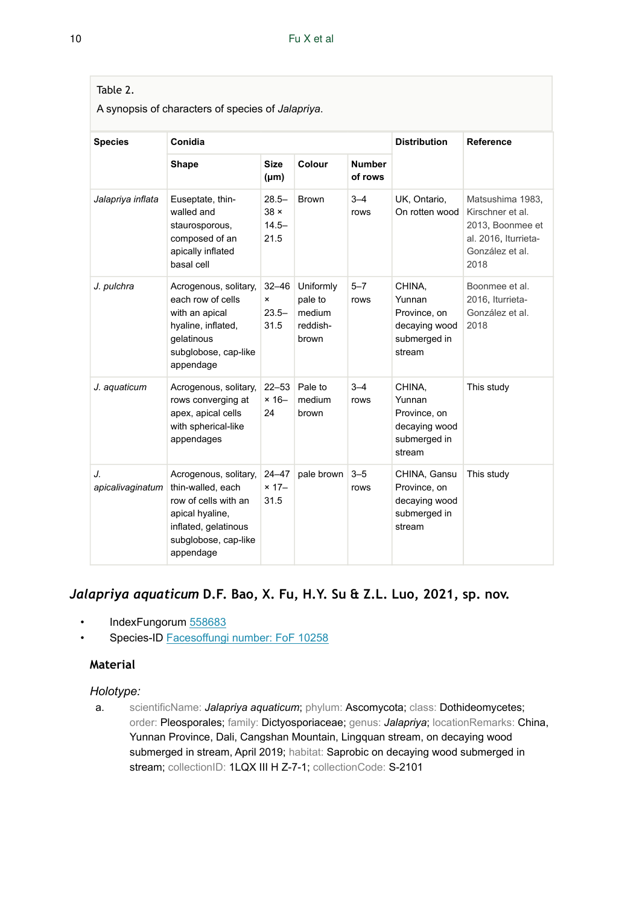Table 2.

A synopsis of characters of species of *Jalapriya*.

| Species | Conidia | | | | Distribution | Reference |
|---|---|---|---|---|---|---|
| | Shape | Size (µm) | Colour | Number of rows | | |
| *Jalapriya inflata* | Euseptate, thin-walled and staurosporous, composed of an apically inflated basal cell | 28.5–38 × 14.5–21.5 | Brown | 3–4 rows | UK, Ontario, On rotten wood | Matsushima 1983, Kirschner et al. 2013, Boonmee et al. 2016, Iturrieta-González et al. 2018 |
| *J. pulchra* | Acrogenous, solitary, each row of cells with an apical hyaline, inflated, gelatinous subglobose, cap-like appendage | 32–46 × 23.5–31.5 | Uniformly pale to medium reddish-brown | 5–7 rows | CHINA, Yunnan Province, on decaying wood submerged in stream | Boonmee et al. 2016, Iturrieta-González et al. 2018 |
| *J. aquaticum* | Acrogenous, solitary, rows converging at apex, apical cells with spherical-like appendages | 22–53 × 16–24 | Pale to medium brown | 3–4 rows | CHINA, Yunnan Province, on decaying wood submerged in stream | This study |
| *J. apicalivaginatum* | Acrogenous, solitary, thin-walled, each row of cells with an apical hyaline, inflated, gelatinous subglobose, cap-like appendage | 24–47 × 17–31.5 | pale brown | 3–5 rows | CHINA, Gansu Province, on decaying wood submerged in stream | This study |

## *Jalapriya aquaticum* D.F. Bao, X. Fu, H.Y. Su & Z.L. Luo, 2021, sp. nov.

- IndexFungorum 558683
- Species-ID Facesoffungi number: FoF 10258

### Material

*Holotype:*

a. scientificName: *Jalapriya aquaticum*; phylum: Ascomycota; class: Dothideomycetes; order: Pleosporales; family: Dictyosporiaceae; genus: *Jalapriya*; locationRemarks: China, Yunnan Province, Dali, Cangshan Mountain, Lingquan stream, on decaying wood submerged in stream, April 2019; habitat: Saprobic on decaying wood submerged in stream; collectionID: 1LQX III H Z-7-1; collectionCode: S-2101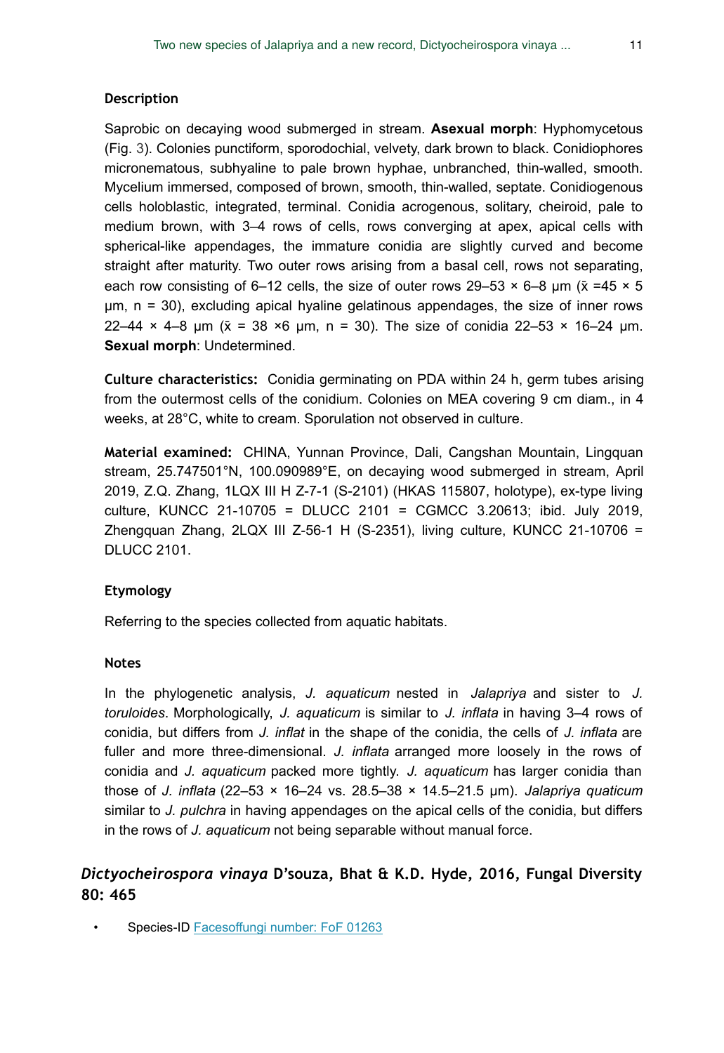### Description

Saprobic on decaying wood submerged in stream. **Asexual morph**: Hyphomycetous (Fig. 3). Colonies punctiform, sporodochial, velvety, dark brown to black. Conidiophores micronematous, subhyaline to pale brown hyphae, unbranched, thin-walled, smooth. Mycelium immersed, composed of brown, smooth, thin-walled, septate. Conidiogenous cells holoblastic, integrated, terminal. Conidia acrogenous, solitary, cheiroid, pale to medium brown, with 3–4 rows of cells, rows converging at apex, apical cells with spherical-like appendages, the immature conidia are slightly curved and become straight after maturity. Two outer rows arising from a basal cell, rows not separating, each row consisting of 6–12 cells, the size of outer rows 29–53 × 6–8 μm ($\bar{x}$ =45 × 5 μm, n = 30), excluding apical hyaline gelatinous appendages, the size of inner rows 22–44 × 4–8 μm ($\bar{x}$ = 38 ×6 μm, n = 30). The size of conidia 22–53 × 16–24 μm. **Sexual morph**: Undetermined.

**Culture characteristics:** Conidia germinating on PDA within 24 h, germ tubes arising from the outermost cells of the conidium. Colonies on MEA covering 9 cm diam., in 4 weeks, at 28°C, white to cream. Sporulation not observed in culture.

**Material examined:** CHINA, Yunnan Province, Dali, Cangshan Mountain, Lingquan stream, 25.747501°N, 100.090989°E, on decaying wood submerged in stream, April 2019, Z.Q. Zhang, 1LQX III H Z-7-1 (S-2101) (HKAS 115807, holotype), ex-type living culture, KUNCC 21-10705 = DLUCC 2101 = CGMCC 3.20613; ibid. July 2019, Zhengquan Zhang, 2LQX III Z-56-1 H (S-2351), living culture, KUNCC 21-10706 = DLUCC 2101.

### Etymology

Referring to the species collected from aquatic habitats.

### Notes

In the phylogenetic analysis, *J. aquaticum* nested in *Jalapriya* and sister to *J. toruloides*. Morphologically, *J. aquaticum* is similar to *J. inflata* in having 3–4 rows of conidia, but differs from *J. inflat* in the shape of the conidia, the cells of *J. inflata* are fuller and more three-dimensional. *J. inflata* arranged more loosely in the rows of conidia and *J. aquaticum* packed more tightly. *J. aquaticum* has larger conidia than those of *J. inflata* (22–53 × 16–24 vs. 28.5–38 × 14.5–21.5 μm). *Jalapriya quaticum* similar to *J. pulchra* in having appendages on the apical cells of the conidia, but differs in the rows of *J. aquaticum* not being separable without manual force.

## *Dictyocheirospora vinaya* D'souza, Bhat & K.D. Hyde, 2016, Fungal Diversity 80: 465

- Species-ID Facesoffungi number: FoF 01263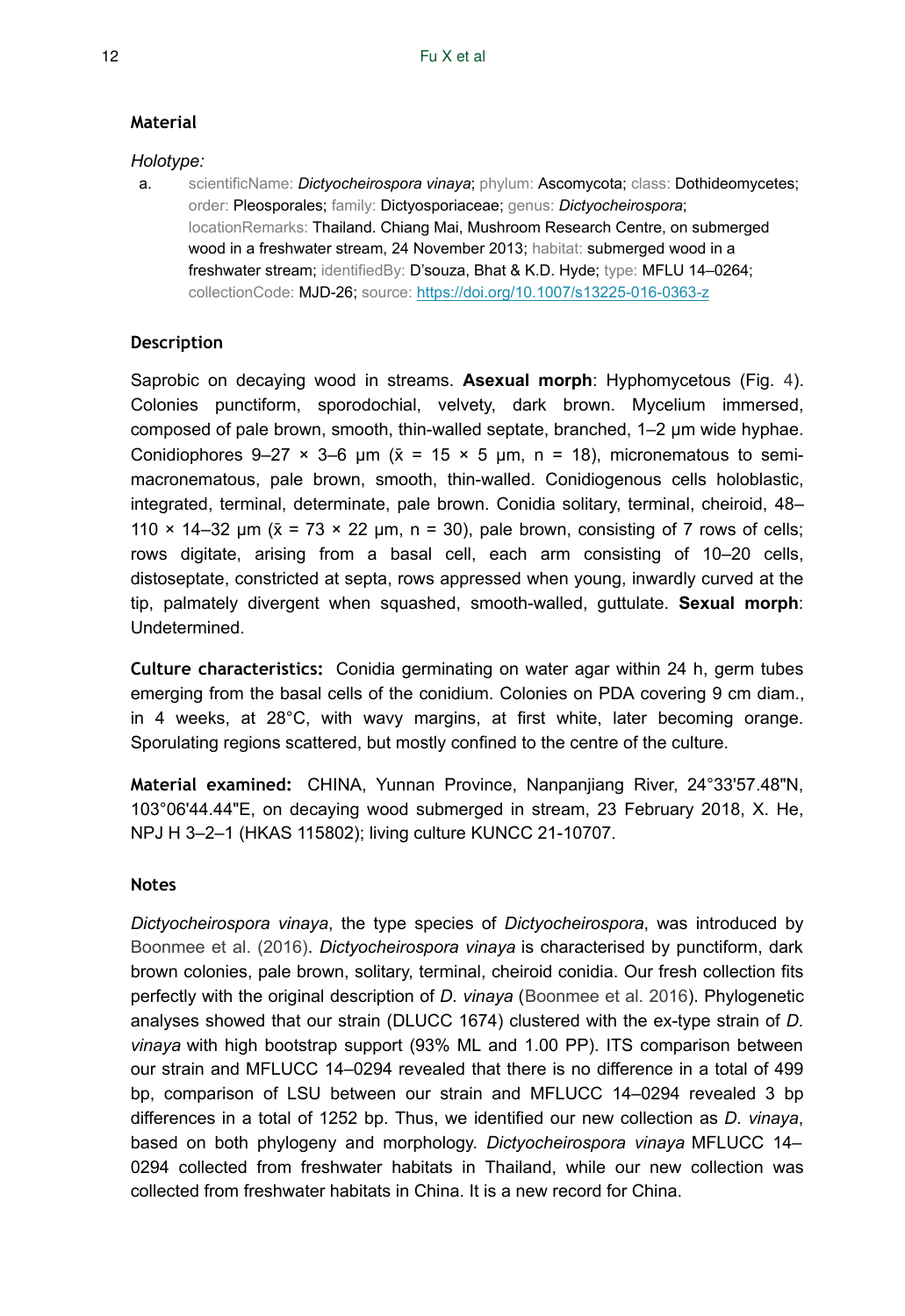### Material

*Holotype:*

a. scientificName: *Dictyocheirospora vinaya*; phylum: Ascomycota; class: Dothideomycetes; order: Pleosporales; family: Dictyosporiaceae; genus: *Dictyocheirospora*; locationRemarks: Thailand. Chiang Mai, Mushroom Research Centre, on submerged wood in a freshwater stream, 24 November 2013; habitat: submerged wood in a freshwater stream; identifiedBy: D'souza, Bhat & K.D. Hyde; type: MFLU 14–0264; collectionCode: MJD-26; source: [https://doi.org/10.1007/s13225-016-0363-z](https://doi.org/10.1007/s13225-016-0363-z)

### Description

Saprobic on decaying wood in streams. **Asexual morph**: Hyphomycetous (Fig. 4). Colonies punctiform, sporodochial, velvety, dark brown. Mycelium immersed, composed of pale brown, smooth, thin-walled septate, branched, 1–2 µm wide hyphae. Conidiophores 9–27 × 3–6 µm ($\bar{x}$ = 15 × 5 µm, n = 18), micronematous to semi-macronematous, pale brown, smooth, thin-walled. Conidiogenous cells holoblastic, integrated, terminal, determinate, pale brown. Conidia solitary, terminal, cheiroid, 48–110 × 14–32 µm ($\bar{x}$ = 73 × 22 µm, n = 30), pale brown, consisting of 7 rows of cells; rows digitate, arising from a basal cell, each arm consisting of 10–20 cells, distoseptate, constricted at septa, rows appressed when young, inwardly curved at the tip, palmately divergent when squashed, smooth-walled, guttulate. **Sexual morph**: Undetermined.

**Culture characteristics:** Conidia germinating on water agar within 24 h, germ tubes emerging from the basal cells of the conidium. Colonies on PDA covering 9 cm diam., in 4 weeks, at 28°C, with wavy margins, at first white, later becoming orange. Sporulating regions scattered, but mostly confined to the centre of the culture.

**Material examined:** CHINA, Yunnan Province, Nanpanjiang River, 24°33'57.48"N, 103°06'44.44"E, on decaying wood submerged in stream, 23 February 2018, X. He, NPJ H 3–2–1 (HKAS 115802); living culture KUNCC 21-10707.

### Notes

*Dictyocheirospora vinaya*, the type species of *Dictyocheirospora*, was introduced by Boonmee et al. (2016). *Dictyocheirospora vinaya* is characterised by punctiform, dark brown colonies, pale brown, solitary, terminal, cheiroid conidia. Our fresh collection fits perfectly with the original description of *D. vinaya* (Boonmee et al. 2016). Phylogenetic analyses showed that our strain (DLUCC 1674) clustered with the ex-type strain of *D. vinaya* with high bootstrap support (93% ML and 1.00 PP). ITS comparison between our strain and MFLUCC 14–0294 revealed that there is no difference in a total of 499 bp, comparison of LSU between our strain and MFLUCC 14–0294 revealed 3 bp differences in a total of 1252 bp. Thus, we identified our new collection as *D. vinaya*, based on both phylogeny and morphology. *Dictyocheirospora vinaya* MFLUCC 14–0294 collected from freshwater habitats in Thailand, while our new collection was collected from freshwater habitats in China. It is a new record for China.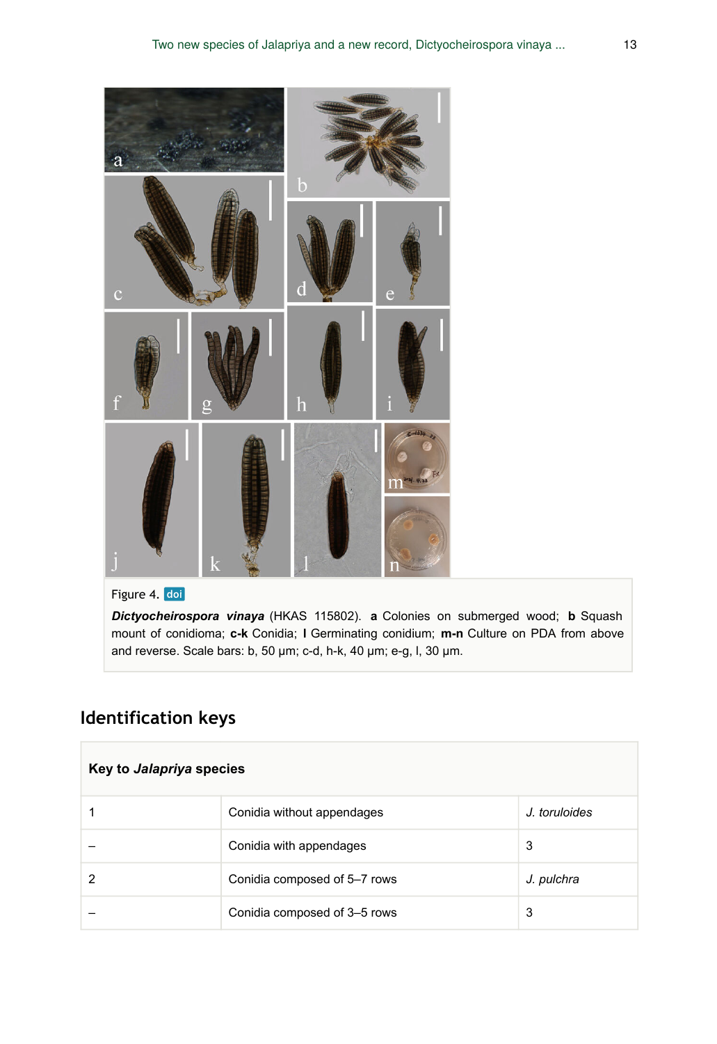Figure 4. doi

***Dictyocheirospora vinaya*** (HKAS 115802). **a** Colonies on submerged wood; **b** Squash mount of conidioma; **c-k** Conidia; **l** Germinating conidium; **m-n** Culture on PDA from above and reverse. Scale bars: b, 50 μm; c-d, h-k, 40 μm; e-g, l, 30 μm.

## Identification keys

| **Key to *Jalapriya* species** | | |
|---|---|---|
| 1 | Conidia without appendages | *J. toruloides* |
| – | Conidia with appendages | 3 |
| 2 | Conidia composed of 5–7 rows | *J. pulchra* |
| – | Conidia composed of 3–5 rows | 3 |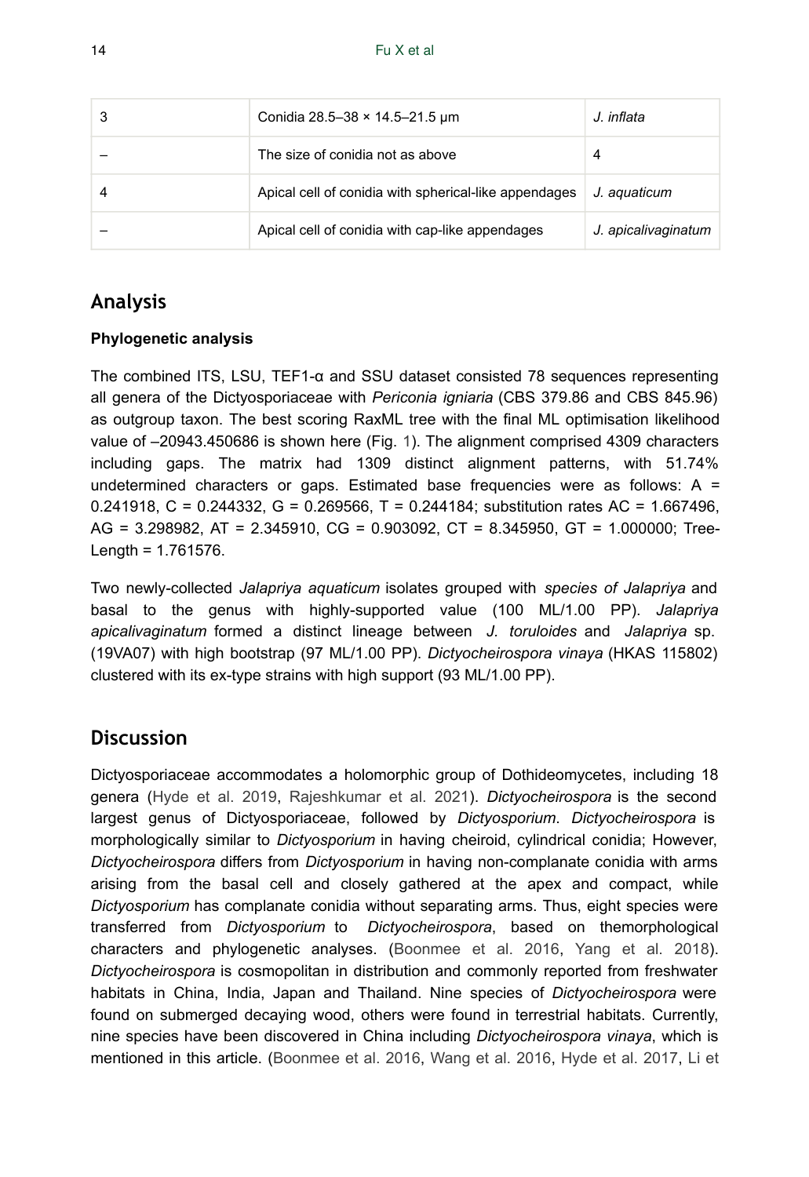| 3 | Conidia 28.5–38 × 14.5–21.5 μm | *J. inflata* |
| --- | --- | --- |
| – | The size of conidia not as above | 4 |
| 4 | Apical cell of conidia with spherical-like appendages | *J. aquaticum* |
| – | Apical cell of conidia with cap-like appendages | *J. apicalivaginatum* |

## Analysis

**Phylogenetic analysis**

The combined ITS, LSU, TEF1-α and SSU dataset consisted 78 sequences representing all genera of the Dictyosporiaceae with *Periconia igniaria* (CBS 379.86 and CBS 845.96) as outgroup taxon. The best scoring RaxML tree with the final ML optimisation likelihood value of –20943.450686 is shown here (Fig. 1). The alignment comprised 4309 characters including gaps. The matrix had 1309 distinct alignment patterns, with 51.74% undetermined characters or gaps. Estimated base frequencies were as follows: A = 0.241918, C = 0.244332, G = 0.269566, T = 0.244184; substitution rates AC = 1.667496, AG = 3.298982, AT = 2.345910, CG = 0.903092, CT = 8.345950, GT = 1.000000; Tree-Length = 1.761576.

Two newly-collected *Jalapriya aquaticum* isolates grouped with *species of Jalapriya* and basal to the genus with highly-supported value (100 ML/1.00 PP). *Jalapriya apicalivaginatum* formed a distinct lineage between *J. toruloides* and *Jalapriya* sp. (19VA07) with high bootstrap (97 ML/1.00 PP). *Dictyocheirospora vinaya* (HKAS 115802) clustered with its ex-type strains with high support (93 ML/1.00 PP).

## Discussion

Dictyosporiaceae accommodates a holomorphic group of Dothideomycetes, including 18 genera (Hyde et al. 2019, Rajeshkumar et al. 2021). *Dictyocheirospora* is the second largest genus of Dictyosporiaceae, followed by *Dictyosporium*. *Dictyocheirospora* is morphologically similar to *Dictyosporium* in having cheiroid, cylindrical conidia; However, *Dictyocheirospora* differs from *Dictyosporium* in having non-complanate conidia with arms arising from the basal cell and closely gathered at the apex and compact, while *Dictyosporium* has complanate conidia without separating arms. Thus, eight species were transferred from *Dictyosporium* to *Dictyocheirospora*, based on themorphological characters and phylogenetic analyses. (Boonmee et al. 2016, Yang et al. 2018). *Dictyocheirospora* is cosmopolitan in distribution and commonly reported from freshwater habitats in China, India, Japan and Thailand. Nine species of *Dictyocheirospora* were found on submerged decaying wood, others were found in terrestrial habitats. Currently, nine species have been discovered in China including *Dictyocheirospora vinaya*, which is mentioned in this article. (Boonmee et al. 2016, Wang et al. 2016, Hyde et al. 2017, Li et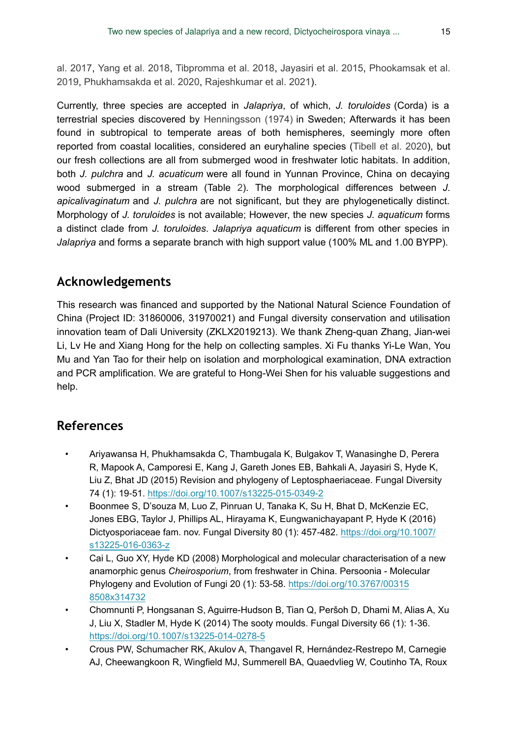al. 2017, Yang et al. 2018, Tibpromma et al. 2018, Jayasiri et al. 2015, Phookamsak et al. 2019, Phukhamsakda et al. 2020, Rajeshkumar et al. 2021).

Currently, three species are accepted in *Jalapriya*, of which, *J. toruloides* (Corda) is a terrestrial species discovered by Henningsson (1974) in Sweden; Afterwards it has been found in subtropical to temperate areas of both hemispheres, seemingly more often reported from coastal localities, considered an euryhaline species (Tibell et al. 2020), but our fresh collections are all from submerged wood in freshwater lotic habitats. In addition, both *J. pulchra* and *J. acuaticum* were all found in Yunnan Province, China on decaying wood submerged in a stream (Table 2). The morphological differences between *J. apicalivaginatum* and *J. pulchra* are not significant, but they are phylogenetically distinct. Morphology of *J. toruloides* is not available; However, the new species *J. aquaticum* forms a distinct clade from *J. toruloides*. *Jalapriya aquaticum* is different from other species in *Jalapriya* and forms a separate branch with high support value (100% ML and 1.00 BYPP).

## Acknowledgements

This research was financed and supported by the National Natural Science Foundation of China (Project ID: 31860006, 31970021) and Fungal diversity conservation and utilisation innovation team of Dali University (ZKLX2019213). We thank Zheng-quan Zhang, Jian-wei Li, Lv He and Xiang Hong for the help on collecting samples. Xi Fu thanks Yi-Le Wan, You Mu and Yan Tao for their help on isolation and morphological examination, DNA extraction and PCR amplification. We are grateful to Hong-Wei Shen for his valuable suggestions and help.

## References

- Ariyawansa H, Phukhamsakda C, Thambugala K, Bulgakov T, Wanasinghe D, Perera R, Mapook A, Camporesi E, Kang J, Gareth Jones EB, Bahkali A, Jayasiri S, Hyde K, Liu Z, Bhat JD (2015) Revision and phylogeny of Leptosphaeriaceae. Fungal Diversity 74 (1): 19-51. https://doi.org/10.1007/s13225-015-0349-2
- Boonmee S, D'souza M, Luo Z, Pinruan U, Tanaka K, Su H, Bhat D, McKenzie EC, Jones EBG, Taylor J, Phillips AL, Hirayama K, Eungwanichayapant P, Hyde K (2016) Dictyosporiaceae fam. nov. Fungal Diversity 80 (1): 457-482. https://doi.org/10.1007/s13225-016-0363-z
- Cai L, Guo XY, Hyde KD (2008) Morphological and molecular characterisation of a new anamorphic genus *Cheirosporium*, from freshwater in China. Persoonia - Molecular Phylogeny and Evolution of Fungi 20 (1): 53-58. https://doi.org/10.3767/003158508x314732
- Chomnunti P, Hongsanan S, Aguirre-Hudson B, Tian Q, Peršoh D, Dhami M, Alias A, Xu J, Liu X, Stadler M, Hyde K (2014) The sooty moulds. Fungal Diversity 66 (1): 1-36. https://doi.org/10.1007/s13225-014-0278-5
- Crous PW, Schumacher RK, Akulov A, Thangavel R, Hernández-Restrepo M, Carnegie AJ, Cheewangkoon R, Wingfield MJ, Summerell BA, Quaedvlieg W, Coutinho TA, Roux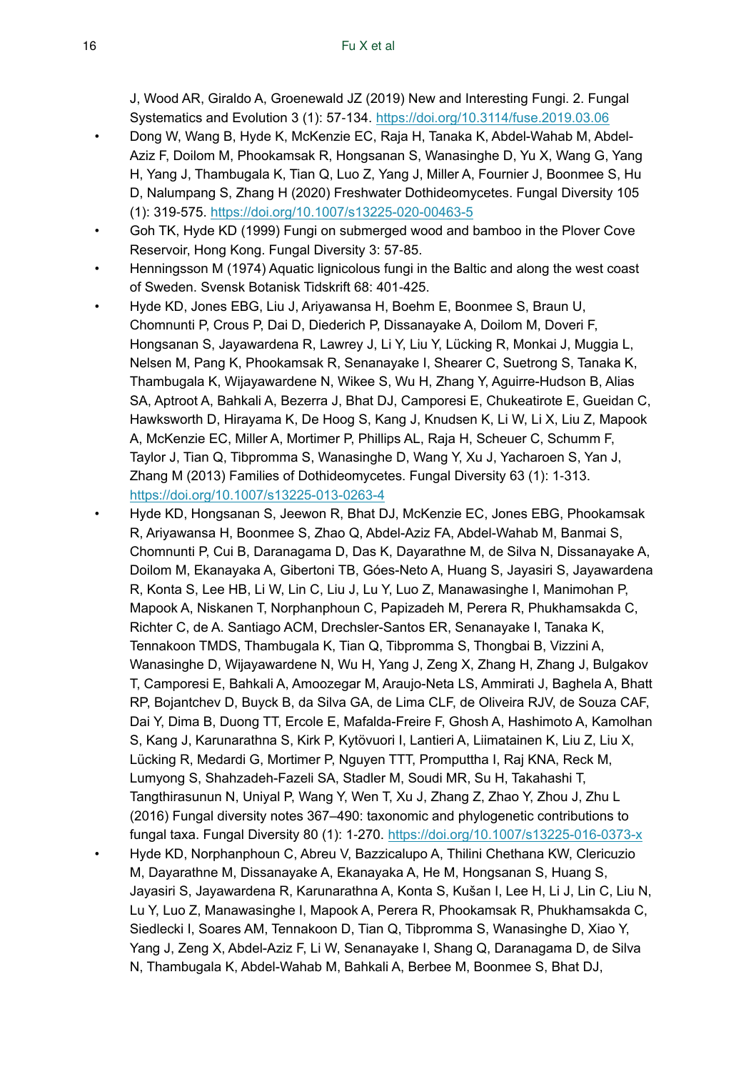J, Wood AR, Giraldo A, Groenewald JZ (2019) New and Interesting Fungi. 2. Fungal Systematics and Evolution 3 (1): 57-134. https://doi.org/10.3114/fuse.2019.03.06

- Dong W, Wang B, Hyde K, McKenzie EC, Raja H, Tanaka K, Abdel-Wahab M, Abdel-Aziz F, Doilom M, Phookamsak R, Hongsanan S, Wanasinghe D, Yu X, Wang G, Yang H, Yang J, Thambugala K, Tian Q, Luo Z, Yang J, Miller A, Fournier J, Boonmee S, Hu D, Nalumpang S, Zhang H (2020) Freshwater Dothideomycetes. Fungal Diversity 105 (1): 319-575. https://doi.org/10.1007/s13225-020-00463-5
- Goh TK, Hyde KD (1999) Fungi on submerged wood and bamboo in the Plover Cove Reservoir, Hong Kong. Fungal Diversity 3: 57-85.
- Henningsson M (1974) Aquatic lignicolous fungi in the Baltic and along the west coast of Sweden. Svensk Botanisk Tidskrift 68: 401-425.
- Hyde KD, Jones EBG, Liu J, Ariyawansa H, Boehm E, Boonmee S, Braun U, Chomnunti P, Crous P, Dai D, Diederich P, Dissanayake A, Doilom M, Doveri F, Hongsanan S, Jayawardena R, Lawrey J, Li Y, Liu Y, Lücking R, Monkai J, Muggia L, Nelsen M, Pang K, Phookamsak R, Senanayake I, Shearer C, Suetrong S, Tanaka K, Thambugala K, Wijayawardene N, Wikee S, Wu H, Zhang Y, Aguirre-Hudson B, Alias SA, Aptroot A, Bahkali A, Bezerra J, Bhat DJ, Camporesi E, Chukeatirote E, Gueidan C, Hawksworth D, Hirayama K, De Hoog S, Kang J, Knudsen K, Li W, Li X, Liu Z, Mapook A, McKenzie EC, Miller A, Mortimer P, Phillips AL, Raja H, Scheuer C, Schumm F, Taylor J, Tian Q, Tibpromma S, Wanasinghe D, Wang Y, Xu J, Yacharoen S, Yan J, Zhang M (2013) Families of Dothideomycetes. Fungal Diversity 63 (1): 1-313. https://doi.org/10.1007/s13225-013-0263-4
- Hyde KD, Hongsanan S, Jeewon R, Bhat DJ, McKenzie EC, Jones EBG, Phookamsak R, Ariyawansa H, Boonmee S, Zhao Q, Abdel-Aziz FA, Abdel-Wahab M, Banmai S, Chomnunti P, Cui B, Daranagama D, Das K, Dayarathne M, de Silva N, Dissanayake A, Doilom M, Ekanayaka A, Gibertoni TB, Góes-Neto A, Huang S, Jayasiri S, Jayawardena R, Konta S, Lee HB, Li W, Lin C, Liu J, Lu Y, Luo Z, Manawasinghe I, Manimohan P, Mapook A, Niskanen T, Norphanphoun C, Papizadeh M, Perera R, Phukhamsakda C, Richter C, de A. Santiago ACM, Drechsler-Santos ER, Senanayake I, Tanaka K, Tennakoon TMDS, Thambugala K, Tian Q, Tibpromma S, Thongbai B, Vizzini A, Wanasinghe D, Wijayawardene N, Wu H, Yang J, Zeng X, Zhang H, Zhang J, Bulgakov T, Camporesi E, Bahkali A, Amoozegar M, Araujo-Neta LS, Ammirati J, Baghela A, Bhatt RP, Bojantchev D, Buyck B, da Silva GA, de Lima CLF, de Oliveira RJV, de Souza CAF, Dai Y, Dima B, Duong TT, Ercole E, Mafalda-Freire F, Ghosh A, Hashimoto A, Kamolhan S, Kang J, Karunarathna S, Kirk P, Kytövuori I, Lantieri A, Liimatainen K, Liu Z, Liu X, Lücking R, Medardi G, Mortimer P, Nguyen TTT, Promputtha I, Raj KNA, Reck M, Lumyong S, Shahzadeh-Fazeli SA, Stadler M, Soudi MR, Su H, Takahashi T, Tangthirasunun N, Uniyal P, Wang Y, Wen T, Xu J, Zhang Z, Zhao Y, Zhou J, Zhu L (2016) Fungal diversity notes 367–490: taxonomic and phylogenetic contributions to fungal taxa. Fungal Diversity 80 (1): 1-270. https://doi.org/10.1007/s13225-016-0373-x
- Hyde KD, Norphanphoun C, Abreu V, Bazzicalupo A, Thilini Chethana KW, Clericuzio M, Dayarathne M, Dissanayake A, Ekanayaka A, He M, Hongsanan S, Huang S, Jayasiri S, Jayawardena R, Karunarathna A, Konta S, Kušan I, Lee H, Li J, Lin C, Liu N, Lu Y, Luo Z, Manawasinghe I, Mapook A, Perera R, Phookamsak R, Phukhamsakda C, Siedlecki I, Soares AM, Tennakoon D, Tian Q, Tibpromma S, Wanasinghe D, Xiao Y, Yang J, Zeng X, Abdel-Aziz F, Li W, Senanayake I, Shang Q, Daranagama D, de Silva N, Thambugala K, Abdel-Wahab M, Bahkali A, Berbee M, Boonmee S, Bhat DJ,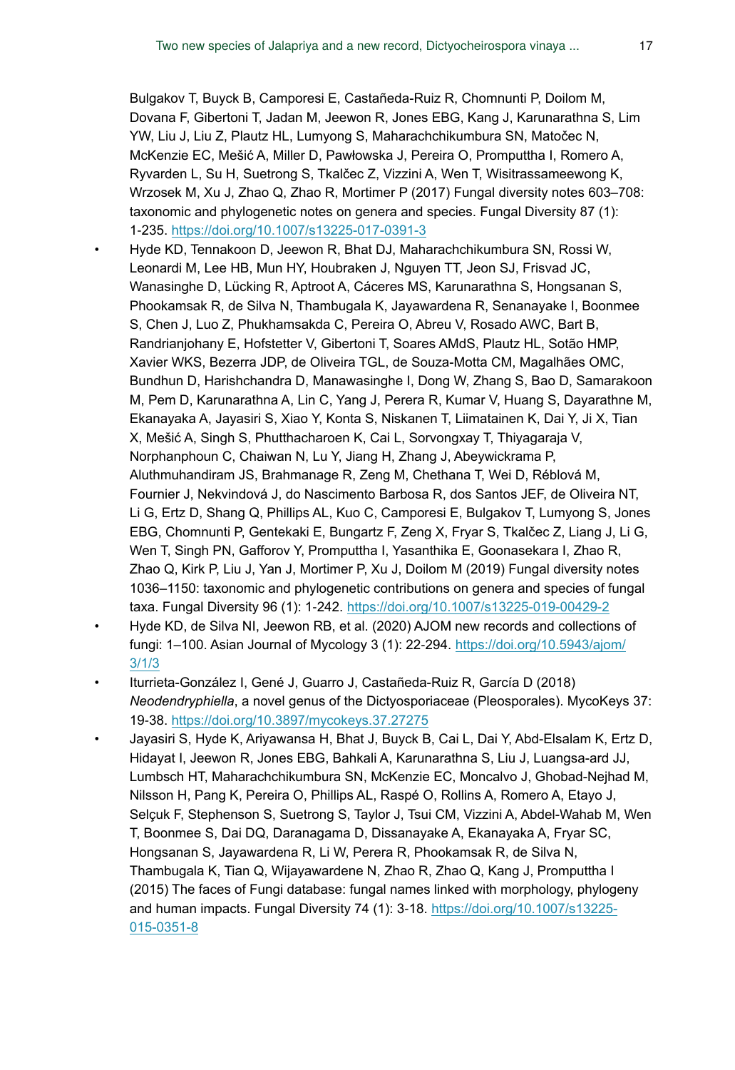Bulgakov T, Buyck B, Camporesi E, Castañeda-Ruiz R, Chomnunti P, Doilom M, Dovana F, Gibertoni T, Jadan M, Jeewon R, Jones EBG, Kang J, Karunarathna S, Lim YW, Liu J, Liu Z, Plautz HL, Lumyong S, Maharachchikumbura SN, Matočec N, McKenzie EC, Mešić A, Miller D, Pawłowska J, Pereira O, Promputtha I, Romero A, Ryvarden L, Su H, Suetrong S, Tkalčec Z, Vizzini A, Wen T, Wisitrassameewong K, Wrzosek M, Xu J, Zhao Q, Zhao R, Mortimer P (2017) Fungal diversity notes 603–708: taxonomic and phylogenetic notes on genera and species. Fungal Diversity 87 (1): 1-235. https://doi.org/10.1007/s13225-017-0391-3

- Hyde KD, Tennakoon D, Jeewon R, Bhat DJ, Maharachchikumbura SN, Rossi W, Leonardi M, Lee HB, Mun HY, Houbraken J, Nguyen TT, Jeon SJ, Frisvad JC, Wanasinghe D, Lücking R, Aptroot A, Cáceres MS, Karunarathna S, Hongsanan S, Phookamsak R, de Silva N, Thambugala K, Jayawardena R, Senanayake I, Boonmee S, Chen J, Luo Z, Phukhamsakda C, Pereira O, Abreu V, Rosado AWC, Bart B, Randrianjohany E, Hofstetter V, Gibertoni T, Soares AMdS, Plautz HL, Sotão HMP, Xavier WKS, Bezerra JDP, de Oliveira TGL, de Souza-Motta CM, Magalhães OMC, Bundhun D, Harishchandra D, Manawasinghe I, Dong W, Zhang S, Bao D, Samarakoon M, Pem D, Karunarathna A, Lin C, Yang J, Perera R, Kumar V, Huang S, Dayarathne M, Ekanayaka A, Jayasiri S, Xiao Y, Konta S, Niskanen T, Liimatainen K, Dai Y, Ji X, Tian X, Mešić A, Singh S, Phutthacharoen K, Cai L, Sorvongxay T, Thiyagaraja V, Norphanphoun C, Chaiwan N, Lu Y, Jiang H, Zhang J, Abeywickrama P, Aluthmuhandiram JS, Brahmanage R, Zeng M, Chethana T, Wei D, Réblová M, Fournier J, Nekvindová J, do Nascimento Barbosa R, dos Santos JEF, de Oliveira NT, Li G, Ertz D, Shang Q, Phillips AL, Kuo C, Camporesi E, Bulgakov T, Lumyong S, Jones EBG, Chomnunti P, Gentekaki E, Bungartz F, Zeng X, Fryar S, Tkalčec Z, Liang J, Li G, Wen T, Singh PN, Gafforov Y, Promputtha I, Yasanthika E, Goonasekara I, Zhao R, Zhao Q, Kirk P, Liu J, Yan J, Mortimer P, Xu J, Doilom M (2019) Fungal diversity notes 1036–1150: taxonomic and phylogenetic contributions on genera and species of fungal taxa. Fungal Diversity 96 (1): 1-242. https://doi.org/10.1007/s13225-019-00429-2
- Hyde KD, de Silva NI, Jeewon RB, et al. (2020) AJOM new records and collections of fungi: 1–100. Asian Journal of Mycology 3 (1): 22-294. https://doi.org/10.5943/ajom/3/1/3
- Iturrieta-González I, Gené J, Guarro J, Castañeda-Ruiz R, García D (2018) *Neodendryphiella*, a novel genus of the Dictyosporiaceae (Pleosporales). MycoKeys 37: 19-38. https://doi.org/10.3897/mycokeys.37.27275
- Jayasiri S, Hyde K, Ariyawansa H, Bhat J, Buyck B, Cai L, Dai Y, Abd-Elsalam K, Ertz D, Hidayat I, Jeewon R, Jones EBG, Bahkali A, Karunarathna S, Liu J, Luangsa-ard JJ, Lumbsch HT, Maharachchikumbura SN, McKenzie EC, Moncalvo J, Ghobad-Nejhad M, Nilsson H, Pang K, Pereira O, Phillips AL, Raspé O, Rollins A, Romero A, Etayo J, Selçuk F, Stephenson S, Suetrong S, Taylor J, Tsui CM, Vizzini A, Abdel-Wahab M, Wen T, Boonmee S, Dai DQ, Daranagama D, Dissanayake A, Ekanayaka A, Fryar SC, Hongsanan S, Jayawardena R, Li W, Perera R, Phookamsak R, de Silva N, Thambugala K, Tian Q, Wijayawardene N, Zhao R, Zhao Q, Kang J, Promputtha I (2015) The faces of Fungi database: fungal names linked with morphology, phylogeny and human impacts. Fungal Diversity 74 (1): 3-18. https://doi.org/10.1007/s13225-015-0351-8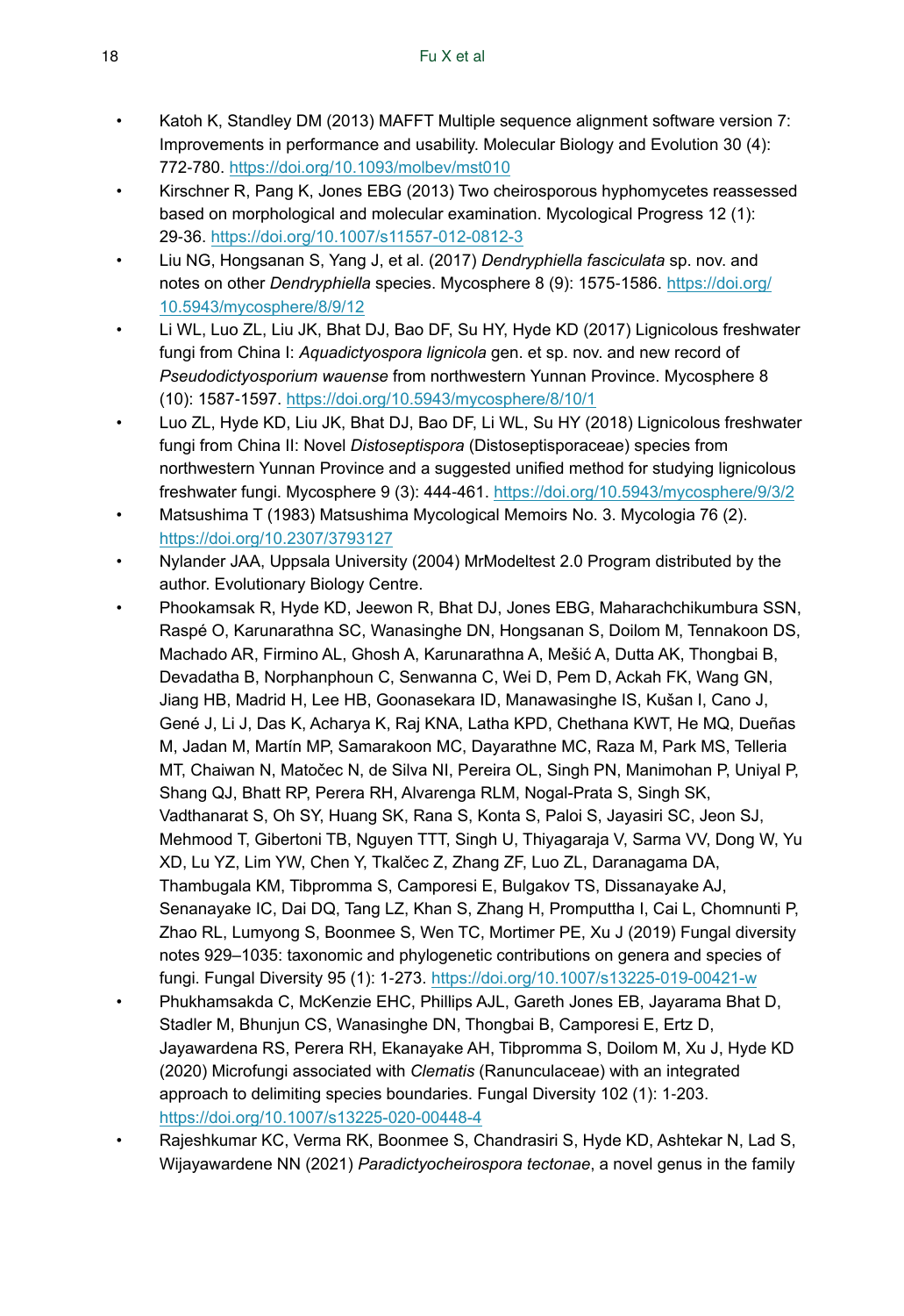- Katoh K, Standley DM (2013) MAFFT Multiple sequence alignment software version 7: Improvements in performance and usability. Molecular Biology and Evolution 30 (4): 772-780. https://doi.org/10.1093/molbev/mst010
- Kirschner R, Pang K, Jones EBG (2013) Two cheirosporous hyphomycetes reassessed based on morphological and molecular examination. Mycological Progress 12 (1): 29-36. https://doi.org/10.1007/s11557-012-0812-3
- Liu NG, Hongsanan S, Yang J, et al. (2017) *Dendryphiella fasciculata* sp. nov. and notes on other *Dendryphiella* species. Mycosphere 8 (9): 1575-1586. https://doi.org/10.5943/mycosphere/8/9/12
- Li WL, Luo ZL, Liu JK, Bhat DJ, Bao DF, Su HY, Hyde KD (2017) Lignicolous freshwater fungi from China I: *Aquadictyospora lignicola* gen. et sp. nov. and new record of *Pseudodictyosporium wauense* from northwestern Yunnan Province. Mycosphere 8 (10): 1587-1597. https://doi.org/10.5943/mycosphere/8/10/1
- Luo ZL, Hyde KD, Liu JK, Bhat DJ, Bao DF, Li WL, Su HY (2018) Lignicolous freshwater fungi from China II: Novel *Distoseptispora* (Distoseptisporaceae) species from northwestern Yunnan Province and a suggested unified method for studying lignicolous freshwater fungi. Mycosphere 9 (3): 444-461. https://doi.org/10.5943/mycosphere/9/3/2
- Matsushima T (1983) Matsushima Mycological Memoirs No. 3. Mycologia 76 (2). https://doi.org/10.2307/3793127
- Nylander JAA, Uppsala University (2004) MrModeltest 2.0 Program distributed by the author. Evolutionary Biology Centre.
- Phookamsak R, Hyde KD, Jeewon R, Bhat DJ, Jones EBG, Maharachchikumbura SSN, Raspé O, Karunarathna SC, Wanasinghe DN, Hongsanan S, Doilom M, Tennakoon DS, Machado AR, Firmino AL, Ghosh A, Karunarathna A, Mešić A, Dutta AK, Thongbai B, Devadatha B, Norphanphoun C, Senwanna C, Wei D, Pem D, Ackah FK, Wang GN, Jiang HB, Madrid H, Lee HB, Goonasekara ID, Manawasinghe IS, Kušan I, Cano J, Gené J, Li J, Das K, Acharya K, Raj KNA, Latha KPD, Chethana KWT, He MQ, Dueñas M, Jadan M, Martín MP, Samarakoon MC, Dayarathne MC, Raza M, Park MS, Telleria MT, Chaiwan N, Matočec N, de Silva NI, Pereira OL, Singh PN, Manimohan P, Uniyal P, Shang QJ, Bhatt RP, Perera RH, Alvarenga RLM, Nogal-Prata S, Singh SK, Vadthanarat S, Oh SY, Huang SK, Rana S, Konta S, Paloi S, Jayasiri SC, Jeon SJ, Mehmood T, Gibertoni TB, Nguyen TTT, Singh U, Thiyagaraja V, Sarma VV, Dong W, Yu XD, Lu YZ, Lim YW, Chen Y, Tkalčec Z, Zhang ZF, Luo ZL, Daranagama DA, Thambugala KM, Tibpromma S, Camporesi E, Bulgakov TS, Dissanayake AJ, Senanayake IC, Dai DQ, Tang LZ, Khan S, Zhang H, Promputtha I, Cai L, Chomnunti P, Zhao RL, Lumyong S, Boonmee S, Wen TC, Mortimer PE, Xu J (2019) Fungal diversity notes 929–1035: taxonomic and phylogenetic contributions on genera and species of fungi. Fungal Diversity 95 (1): 1-273. https://doi.org/10.1007/s13225-019-00421-w
- Phukhamsakda C, McKenzie EHC, Phillips AJL, Gareth Jones EB, Jayarama Bhat D, Stadler M, Bhunjun CS, Wanasinghe DN, Thongbai B, Camporesi E, Ertz D, Jayawardena RS, Perera RH, Ekanayake AH, Tibpromma S, Doilom M, Xu J, Hyde KD (2020) Microfungi associated with *Clematis* (Ranunculaceae) with an integrated approach to delimiting species boundaries. Fungal Diversity 102 (1): 1-203. https://doi.org/10.1007/s13225-020-00448-4
- Rajeshkumar KC, Verma RK, Boonmee S, Chandrasiri S, Hyde KD, Ashtekar N, Lad S, Wijayawardene NN (2021) *Paradictyocheirospora tectonae*, a novel genus in the family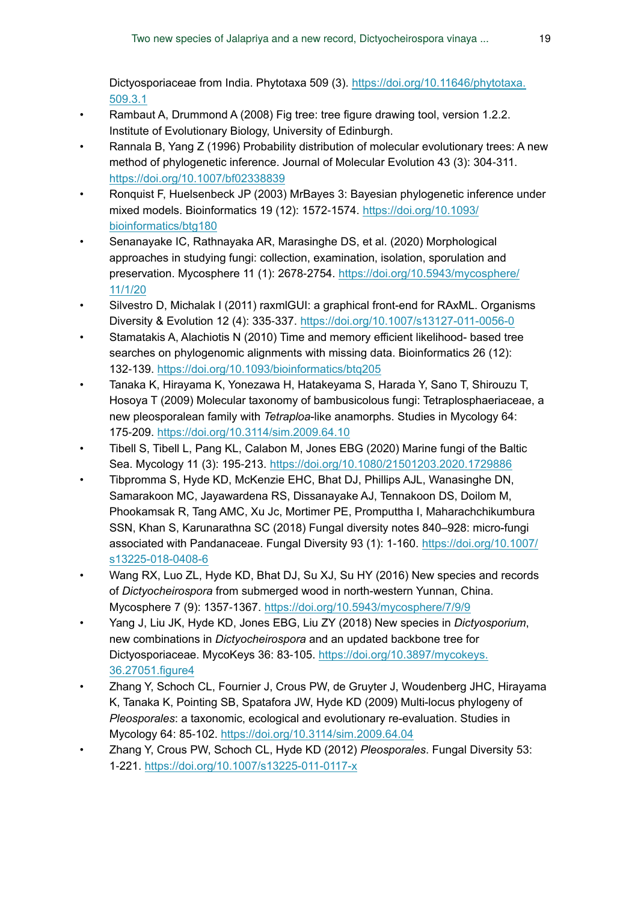Dictyosporiaceae from India. Phytotaxa 509 (3). https://doi.org/10.11646/phytotaxa.509.3.1

- Rambaut A, Drummond A (2008) Fig tree: tree figure drawing tool, version 1.2.2. Institute of Evolutionary Biology, University of Edinburgh.
- Rannala B, Yang Z (1996) Probability distribution of molecular evolutionary trees: A new method of phylogenetic inference. Journal of Molecular Evolution 43 (3): 304-311. https://doi.org/10.1007/bf02338839
- Ronquist F, Huelsenbeck JP (2003) MrBayes 3: Bayesian phylogenetic inference under mixed models. Bioinformatics 19 (12): 1572-1574. https://doi.org/10.1093/bioinformatics/btg180
- Senanayake IC, Rathnayaka AR, Marasinghe DS, et al. (2020) Morphological approaches in studying fungi: collection, examination, isolation, sporulation and preservation. Mycosphere 11 (1): 2678-2754. https://doi.org/10.5943/mycosphere/11/1/20
- Silvestro D, Michalak I (2011) raxmlGUI: a graphical front-end for RAxML. Organisms Diversity & Evolution 12 (4): 335-337. https://doi.org/10.1007/s13127-011-0056-0
- Stamatakis A, Alachiotis N (2010) Time and memory efficient likelihood- based tree searches on phylogenomic alignments with missing data. Bioinformatics 26 (12): 132-139. https://doi.org/10.1093/bioinformatics/btq205
- Tanaka K, Hirayama K, Yonezawa H, Hatakeyama S, Harada Y, Sano T, Shirouzu T, Hosoya T (2009) Molecular taxonomy of bambusicolous fungi: Tetraplosphaeriaceae, a new pleosporalean family with *Tetraploa*-like anamorphs. Studies in Mycology 64: 175-209. https://doi.org/10.3114/sim.2009.64.10
- Tibell S, Tibell L, Pang KL, Calabon M, Jones EBG (2020) Marine fungi of the Baltic Sea. Mycology 11 (3): 195-213. https://doi.org/10.1080/21501203.2020.1729886
- Tibpromma S, Hyde KD, McKenzie EHC, Bhat DJ, Phillips AJL, Wanasinghe DN, Samarakoon MC, Jayawardena RS, Dissanayake AJ, Tennakoon DS, Doilom M, Phookamsak R, Tang AMC, Xu Jc, Mortimer PE, Promputtha I, Maharachchikumbura SSN, Khan S, Karunarathna SC (2018) Fungal diversity notes 840–928: micro-fungi associated with Pandanaceae. Fungal Diversity 93 (1): 1-160. https://doi.org/10.1007/s13225-018-0408-6
- Wang RX, Luo ZL, Hyde KD, Bhat DJ, Su XJ, Su HY (2016) New species and records of *Dictyocheirospora* from submerged wood in north-western Yunnan, China. Mycosphere 7 (9): 1357-1367. https://doi.org/10.5943/mycosphere/7/9/9
- Yang J, Liu JK, Hyde KD, Jones EBG, Liu ZY (2018) New species in *Dictyosporium*, new combinations in *Dictyocheirospora* and an updated backbone tree for Dictyosporiaceae. MycoKeys 36: 83-105. https://doi.org/10.3897/mycokeys.36.27051.figure4
- Zhang Y, Schoch CL, Fournier J, Crous PW, de Gruyter J, Woudenberg JHC, Hirayama K, Tanaka K, Pointing SB, Spatafora JW, Hyde KD (2009) Multi-locus phylogeny of *Pleosporales*: a taxonomic, ecological and evolutionary re-evaluation. Studies in Mycology 64: 85-102. https://doi.org/10.3114/sim.2009.64.04
- Zhang Y, Crous PW, Schoch CL, Hyde KD (2012) *Pleosporales*. Fungal Diversity 53: 1-221. https://doi.org/10.1007/s13225-011-0117-x